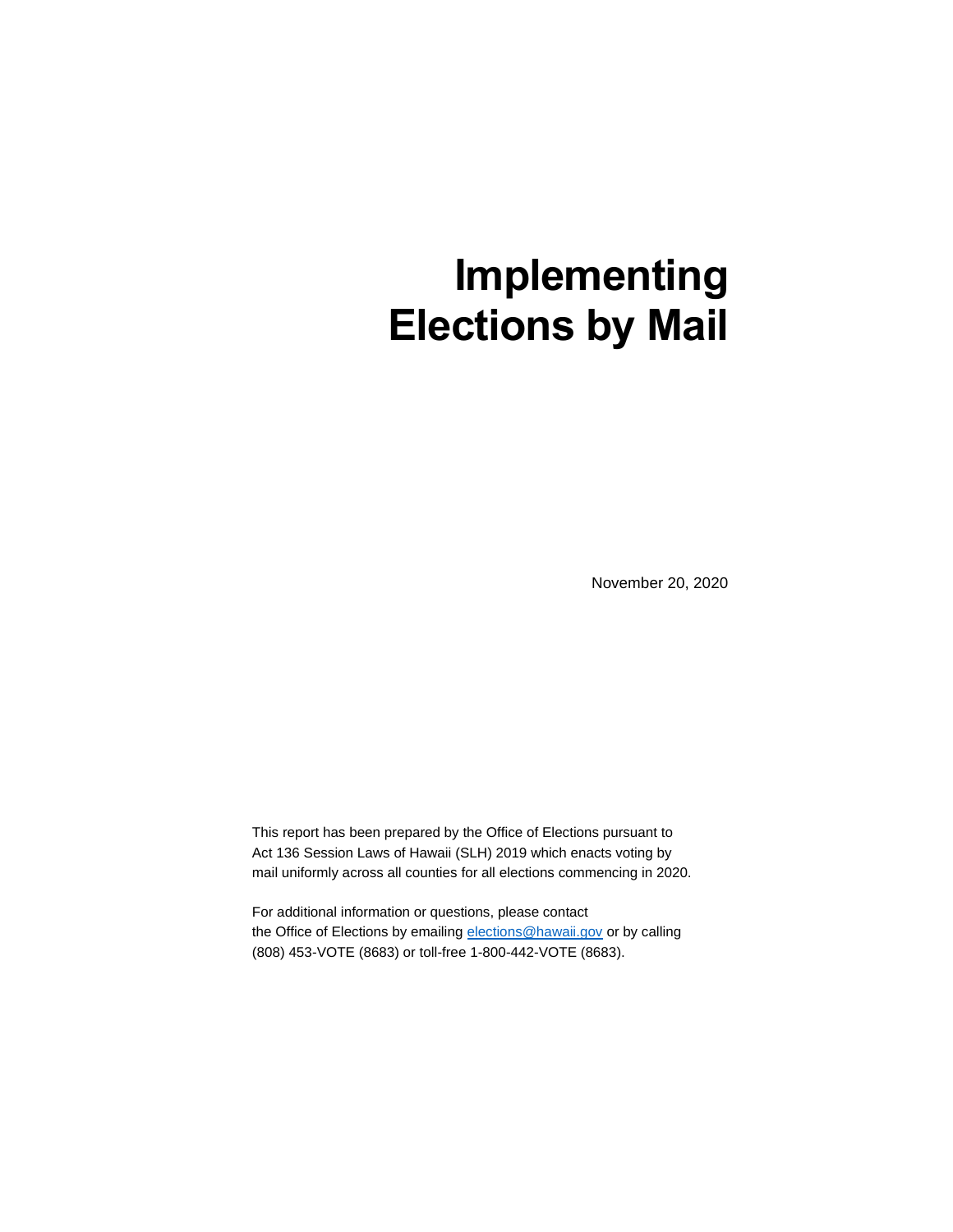# Implementing Elections by Mail

November 20, 2020

This report has been prepared by the Office of Elections pursuant to Act 136 Session Laws of Hawaii (SLH) 2019 which enacts voting by mail uniformly across all counties for all elections commencing in 2020.

For additional information or questions, please contact the Office of Elections by emailing elections@hawaii.gov or by calling (808) 453-VOTE (8683) or toll-free 1-800-442-VOTE (8683).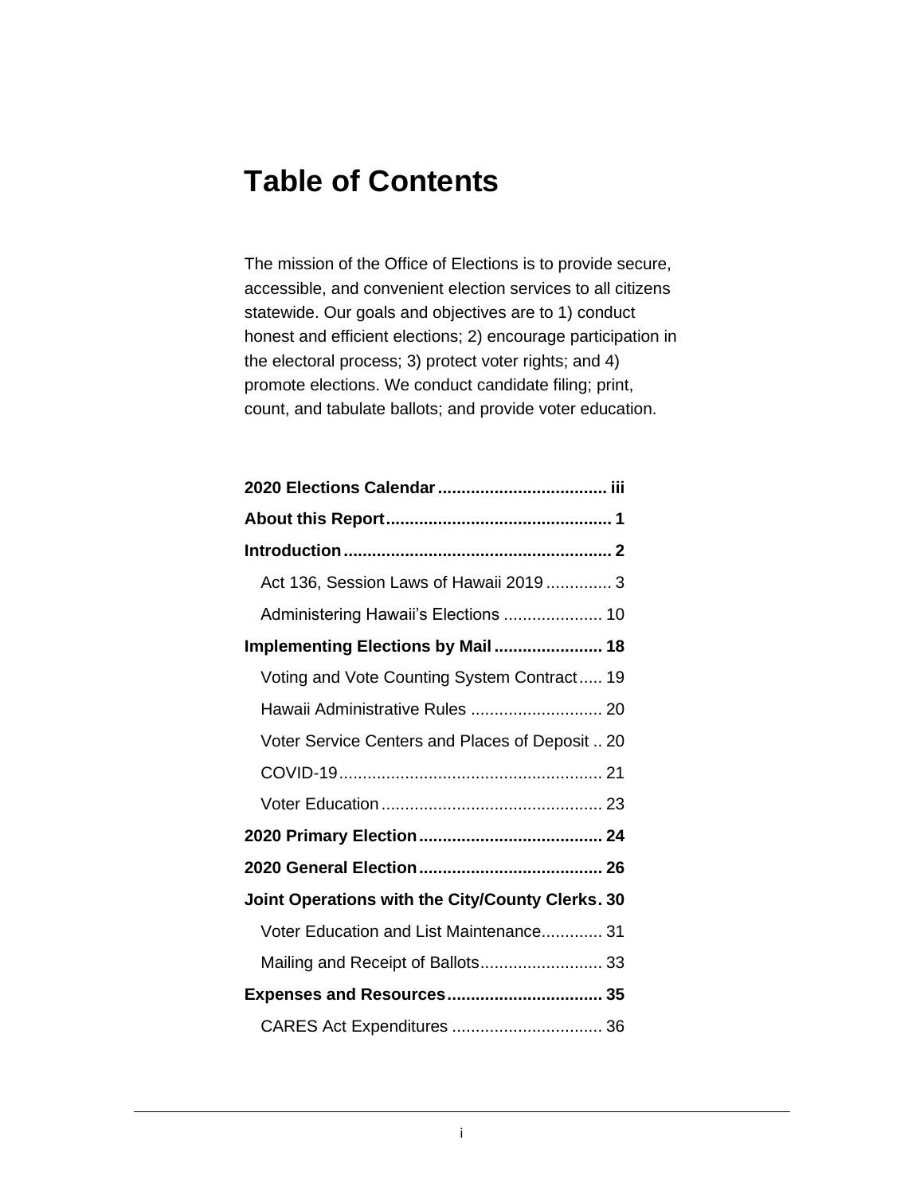# Table of Contents

The mission of the Office of Elections is to provide secure, accessible, and convenient election services to all citizens statewide. Our goals and objectives are to 1) conduct honest and efficient elections; 2) encourage participation in the electoral process; 3) protect voter rights; and 4) promote elections. We conduct candidate filing; print, count, and tabulate ballots; and provide voter education.

**2020 Elections Calendar** .................................... **iii**

**About this Report** ................................................ **1**

**Introduction** ......................................................... **2**

- Act 136, Session Laws of Hawaii 2019 .............. 3
- Administering Hawaii's Elections ..................... 10

**Implementing Elections by Mail** ....................... **18**

- Voting and Vote Counting System Contract ..... 19
- Hawaii Administrative Rules ............................ 20
- Voter Service Centers and Places of Deposit .. 20
- COVID-19 ........................................................ 21
- Voter Education ............................................... 23

**2020 Primary Election** ....................................... **24**

**2020 General Election** ....................................... **26**

**Joint Operations with the City/County Clerks** . **30**

- Voter Education and List Maintenance ............. 31
- Mailing and Receipt of Ballots .......................... 33

**Expenses and Resources** ................................. **35**

- CARES Act Expenditures ................................ 36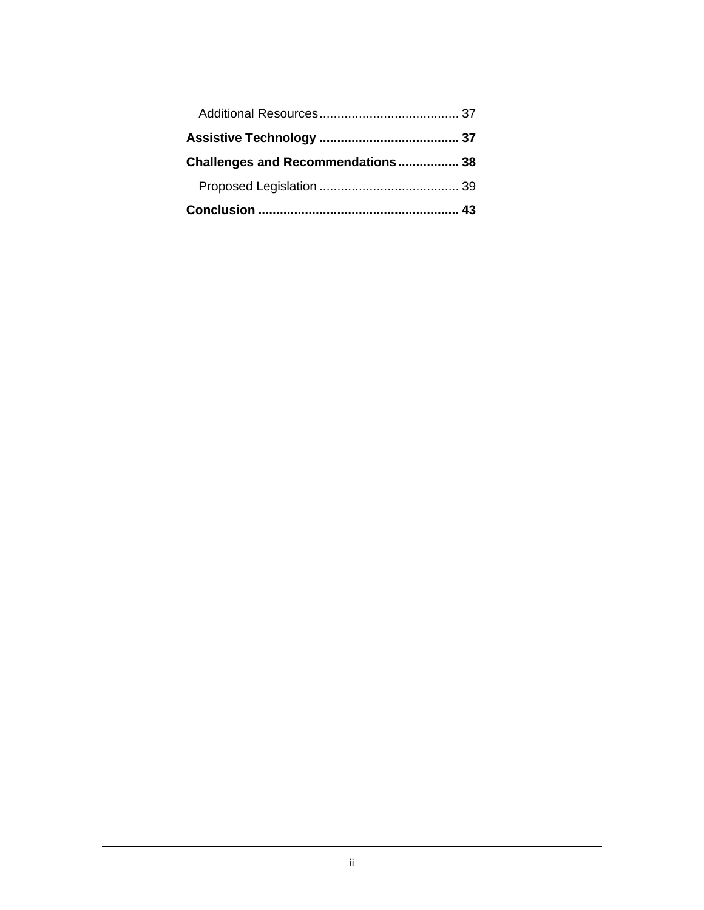Additional Resources ....................................... 37

**Assistive Technology ....................................... 37**

**Challenges and Recommendations ................. 38**

Proposed Legislation ....................................... 39

**Conclusion ....................................................... 43**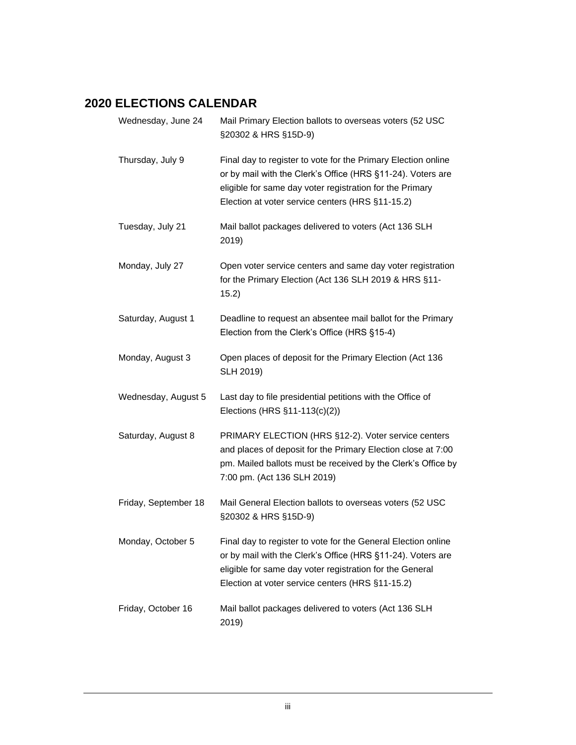## 2020 ELECTIONS CALENDAR

| | |
|---|---|
| Wednesday, June 24 | Mail Primary Election ballots to overseas voters (52 USC §20302 & HRS §15D-9) |
| Thursday, July 9 | Final day to register to vote for the Primary Election online or by mail with the Clerk's Office (HRS §11-24). Voters are eligible for same day voter registration for the Primary Election at voter service centers (HRS §11-15.2) |
| Tuesday, July 21 | Mail ballot packages delivered to voters (Act 136 SLH 2019) |
| Monday, July 27 | Open voter service centers and same day voter registration for the Primary Election (Act 136 SLH 2019 & HRS §11-15.2) |
| Saturday, August 1 | Deadline to request an absentee mail ballot for the Primary Election from the Clerk's Office (HRS §15-4) |
| Monday, August 3 | Open places of deposit for the Primary Election (Act 136 SLH 2019) |
| Wednesday, August 5 | Last day to file presidential petitions with the Office of Elections (HRS §11-113(c)(2)) |
| Saturday, August 8 | PRIMARY ELECTION (HRS §12-2). Voter service centers and places of deposit for the Primary Election close at 7:00 pm. Mailed ballots must be received by the Clerk's Office by 7:00 pm. (Act 136 SLH 2019) |
| Friday, September 18 | Mail General Election ballots to overseas voters (52 USC §20302 & HRS §15D-9) |
| Monday, October 5 | Final day to register to vote for the General Election online or by mail with the Clerk's Office (HRS §11-24). Voters are eligible for same day voter registration for the General Election at voter service centers (HRS §11-15.2) |
| Friday, October 16 | Mail ballot packages delivered to voters (Act 136 SLH 2019) |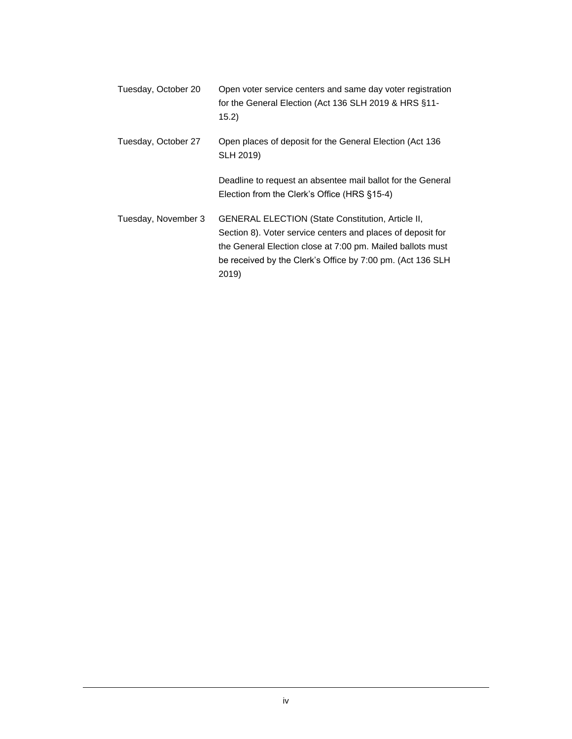| | |
|---|---|
| Tuesday, October 20 | Open voter service centers and same day voter registration for the General Election (Act 136 SLH 2019 & HRS §11-15.2) |
| Tuesday, October 27 | Open places of deposit for the General Election (Act 136 SLH 2019) |
| | Deadline to request an absentee mail ballot for the General Election from the Clerk's Office (HRS §15-4) |
| Tuesday, November 3 | GENERAL ELECTION (State Constitution, Article II, Section 8). Voter service centers and places of deposit for the General Election close at 7:00 pm. Mailed ballots must be received by the Clerk's Office by 7:00 pm. (Act 136 SLH 2019) |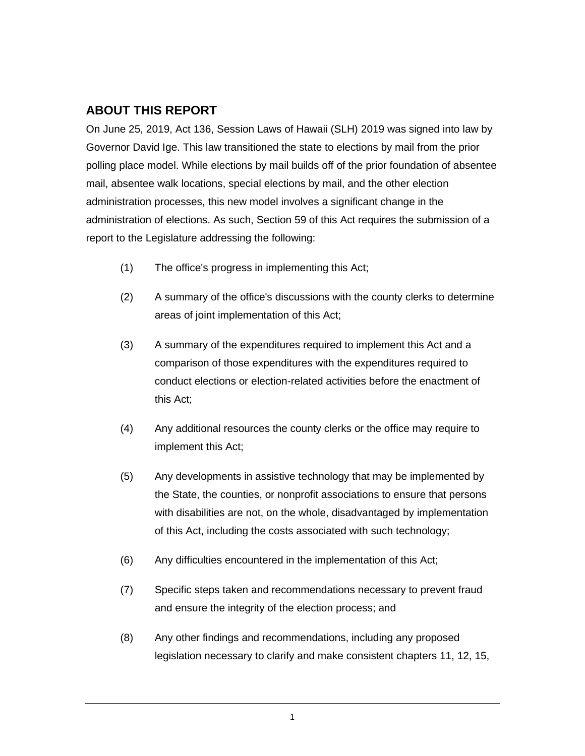## ABOUT THIS REPORT

On June 25, 2019, Act 136, Session Laws of Hawaii (SLH) 2019 was signed into law by Governor David Ige. This law transitioned the state to elections by mail from the prior polling place model. While elections by mail builds off of the prior foundation of absentee mail, absentee walk locations, special elections by mail, and the other election administration processes, this new model involves a significant change in the administration of elections. As such, Section 59 of this Act requires the submission of a report to the Legislature addressing the following:

(1) The office's progress in implementing this Act;

(2) A summary of the office's discussions with the county clerks to determine areas of joint implementation of this Act;

(3) A summary of the expenditures required to implement this Act and a comparison of those expenditures with the expenditures required to conduct elections or election-related activities before the enactment of this Act;

(4) Any additional resources the county clerks or the office may require to implement this Act;

(5) Any developments in assistive technology that may be implemented by the State, the counties, or nonprofit associations to ensure that persons with disabilities are not, on the whole, disadvantaged by implementation of this Act, including the costs associated with such technology;

(6) Any difficulties encountered in the implementation of this Act;

(7) Specific steps taken and recommendations necessary to prevent fraud and ensure the integrity of the election process; and

(8) Any other findings and recommendations, including any proposed legislation necessary to clarify and make consistent chapters 11, 12, 15,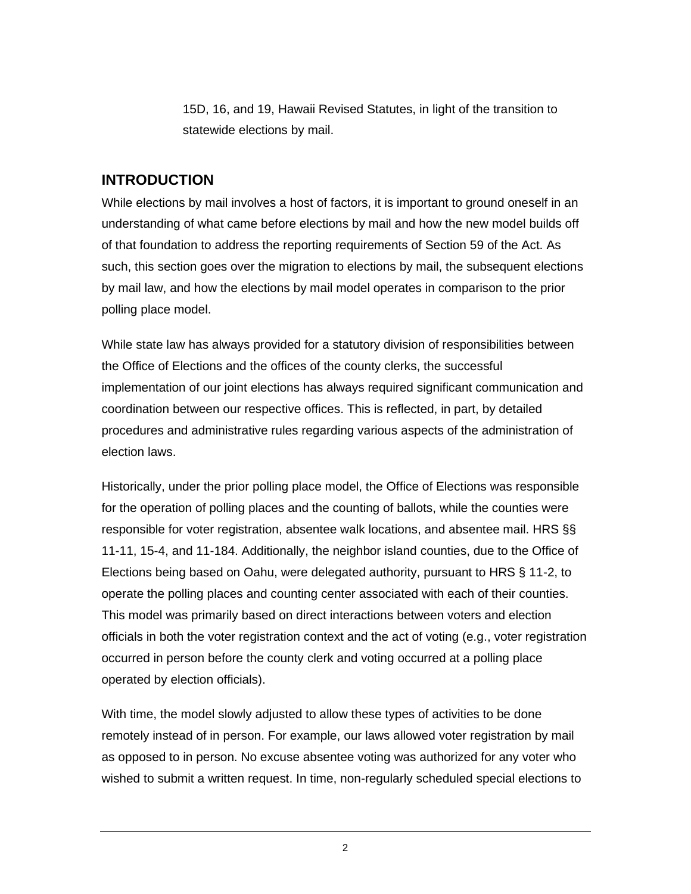15D, 16, and 19, Hawaii Revised Statutes, in light of the transition to statewide elections by mail.

## INTRODUCTION

While elections by mail involves a host of factors, it is important to ground oneself in an understanding of what came before elections by mail and how the new model builds off of that foundation to address the reporting requirements of Section 59 of the Act. As such, this section goes over the migration to elections by mail, the subsequent elections by mail law, and how the elections by mail model operates in comparison to the prior polling place model.

While state law has always provided for a statutory division of responsibilities between the Office of Elections and the offices of the county clerks, the successful implementation of our joint elections has always required significant communication and coordination between our respective offices. This is reflected, in part, by detailed procedures and administrative rules regarding various aspects of the administration of election laws.

Historically, under the prior polling place model, the Office of Elections was responsible for the operation of polling places and the counting of ballots, while the counties were responsible for voter registration, absentee walk locations, and absentee mail. HRS §§ 11-11, 15-4, and 11-184. Additionally, the neighbor island counties, due to the Office of Elections being based on Oahu, were delegated authority, pursuant to HRS § 11-2, to operate the polling places and counting center associated with each of their counties. This model was primarily based on direct interactions between voters and election officials in both the voter registration context and the act of voting (e.g., voter registration occurred in person before the county clerk and voting occurred at a polling place operated by election officials).

With time, the model slowly adjusted to allow these types of activities to be done remotely instead of in person. For example, our laws allowed voter registration by mail as opposed to in person. No excuse absentee voting was authorized for any voter who wished to submit a written request. In time, non-regularly scheduled special elections to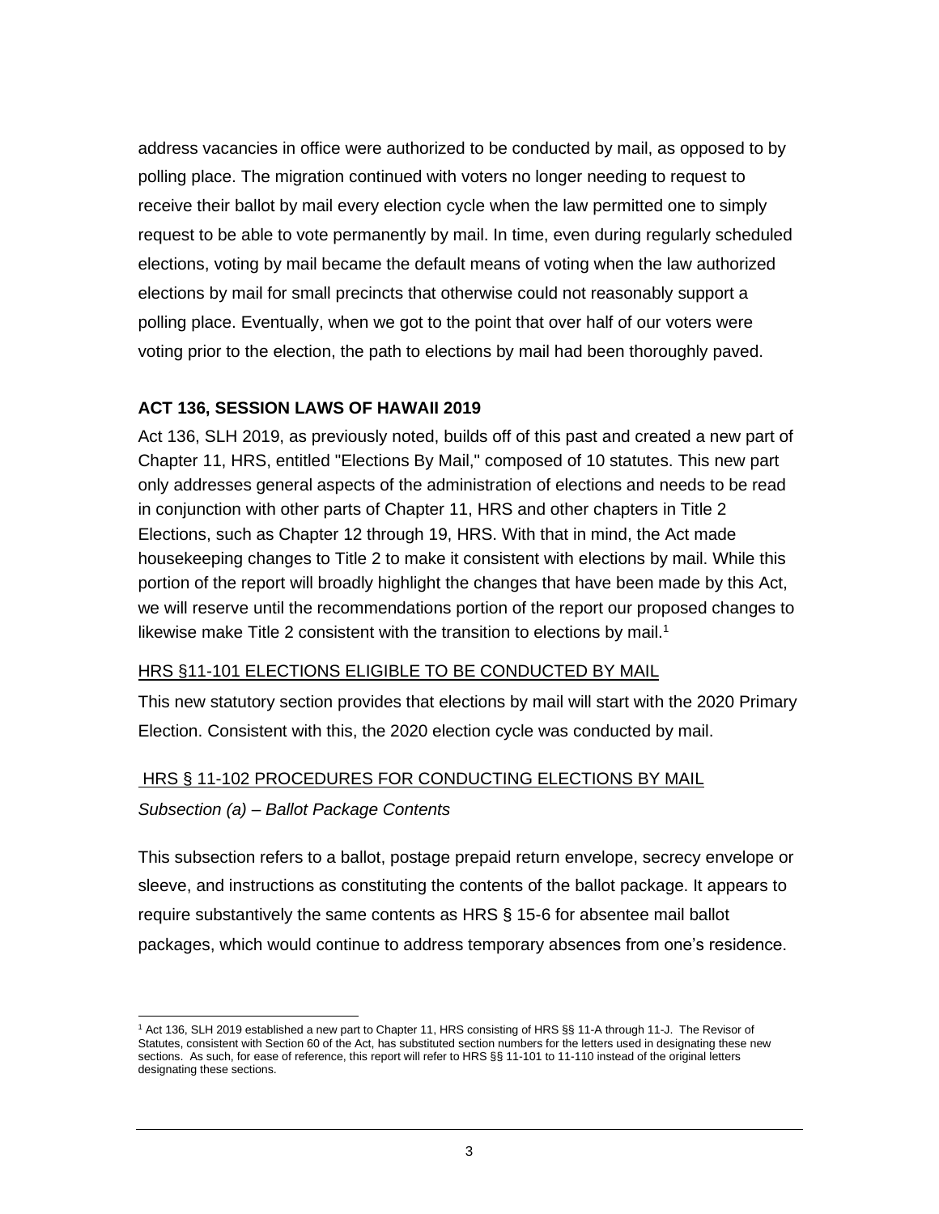address vacancies in office were authorized to be conducted by mail, as opposed to by polling place. The migration continued with voters no longer needing to request to receive their ballot by mail every election cycle when the law permitted one to simply request to be able to vote permanently by mail. In time, even during regularly scheduled elections, voting by mail became the default means of voting when the law authorized elections by mail for small precincts that otherwise could not reasonably support a polling place. Eventually, when we got to the point that over half of our voters were voting prior to the election, the path to elections by mail had been thoroughly paved.

## ACT 136, SESSION LAWS OF HAWAII 2019

Act 136, SLH 2019, as previously noted, builds off of this past and created a new part of Chapter 11, HRS, entitled "Elections By Mail," composed of 10 statutes. This new part only addresses general aspects of the administration of elections and needs to be read in conjunction with other parts of Chapter 11, HRS and other chapters in Title 2 Elections, such as Chapter 12 through 19, HRS. With that in mind, the Act made housekeeping changes to Title 2 to make it consistent with elections by mail. While this portion of the report will broadly highlight the changes that have been made by this Act, we will reserve until the recommendations portion of the report our proposed changes to likewise make Title 2 consistent with the transition to elections by mail.[1]

### HRS §11-101 ELECTIONS ELIGIBLE TO BE CONDUCTED BY MAIL

This new statutory section provides that elections by mail will start with the 2020 Primary Election. Consistent with this, the 2020 election cycle was conducted by mail.

### HRS § 11-102 PROCEDURES FOR CONDUCTING ELECTIONS BY MAIL

*Subsection (a) – Ballot Package Contents*

This subsection refers to a ballot, postage prepaid return envelope, secrecy envelope or sleeve, and instructions as constituting the contents of the ballot package. It appears to require substantively the same contents as HRS § 15-6 for absentee mail ballot packages, which would continue to address temporary absences from one's residence.

[1] Act 136, SLH 2019 established a new part to Chapter 11, HRS consisting of HRS §§ 11-A through 11-J. The Revisor of Statutes, consistent with Section 60 of the Act, has substituted section numbers for the letters used in designating these new sections. As such, for ease of reference, this report will refer to HRS §§ 11-101 to 11-110 instead of the original letters designating these sections.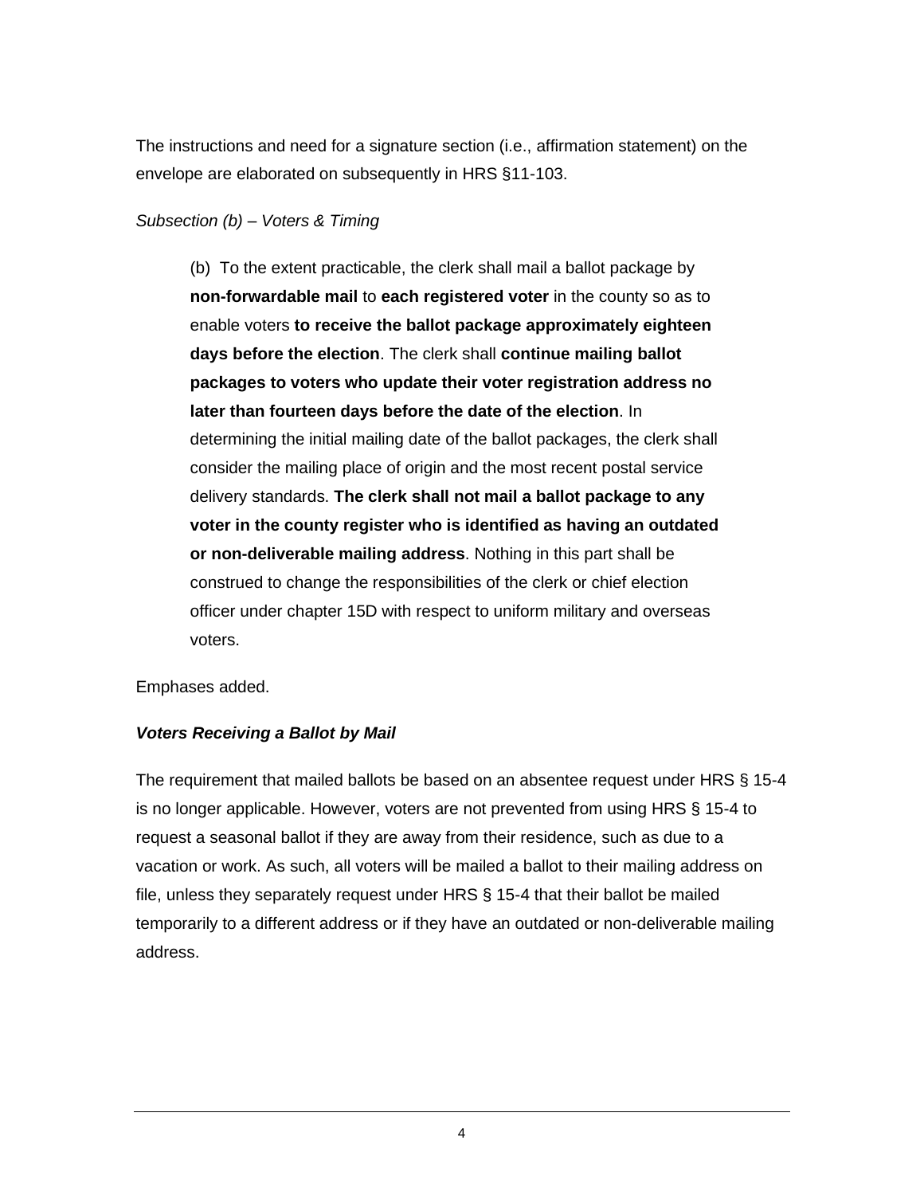The instructions and need for a signature section (i.e., affirmation statement) on the envelope are elaborated on subsequently in HRS §11-103.

*Subsection (b) – Voters & Timing*

> (b) To the extent practicable, the clerk shall mail a ballot package by **non-forwardable mail** to **each registered voter** in the county so as to enable voters **to receive the ballot package approximately eighteen days before the election**. The clerk shall **continue mailing ballot packages to voters who update their voter registration address no later than fourteen days before the date of the election**. In determining the initial mailing date of the ballot packages, the clerk shall consider the mailing place of origin and the most recent postal service delivery standards. **The clerk shall not mail a ballot package to any voter in the county register who is identified as having an outdated or non-deliverable mailing address**. Nothing in this part shall be construed to change the responsibilities of the clerk or chief election officer under chapter 15D with respect to uniform military and overseas voters.

Emphases added.

***Voters Receiving a Ballot by Mail***

The requirement that mailed ballots be based on an absentee request under HRS § 15-4 is no longer applicable. However, voters are not prevented from using HRS § 15-4 to request a seasonal ballot if they are away from their residence, such as due to a vacation or work. As such, all voters will be mailed a ballot to their mailing address on file, unless they separately request under HRS § 15-4 that their ballot be mailed temporarily to a different address or if they have an outdated or non-deliverable mailing address.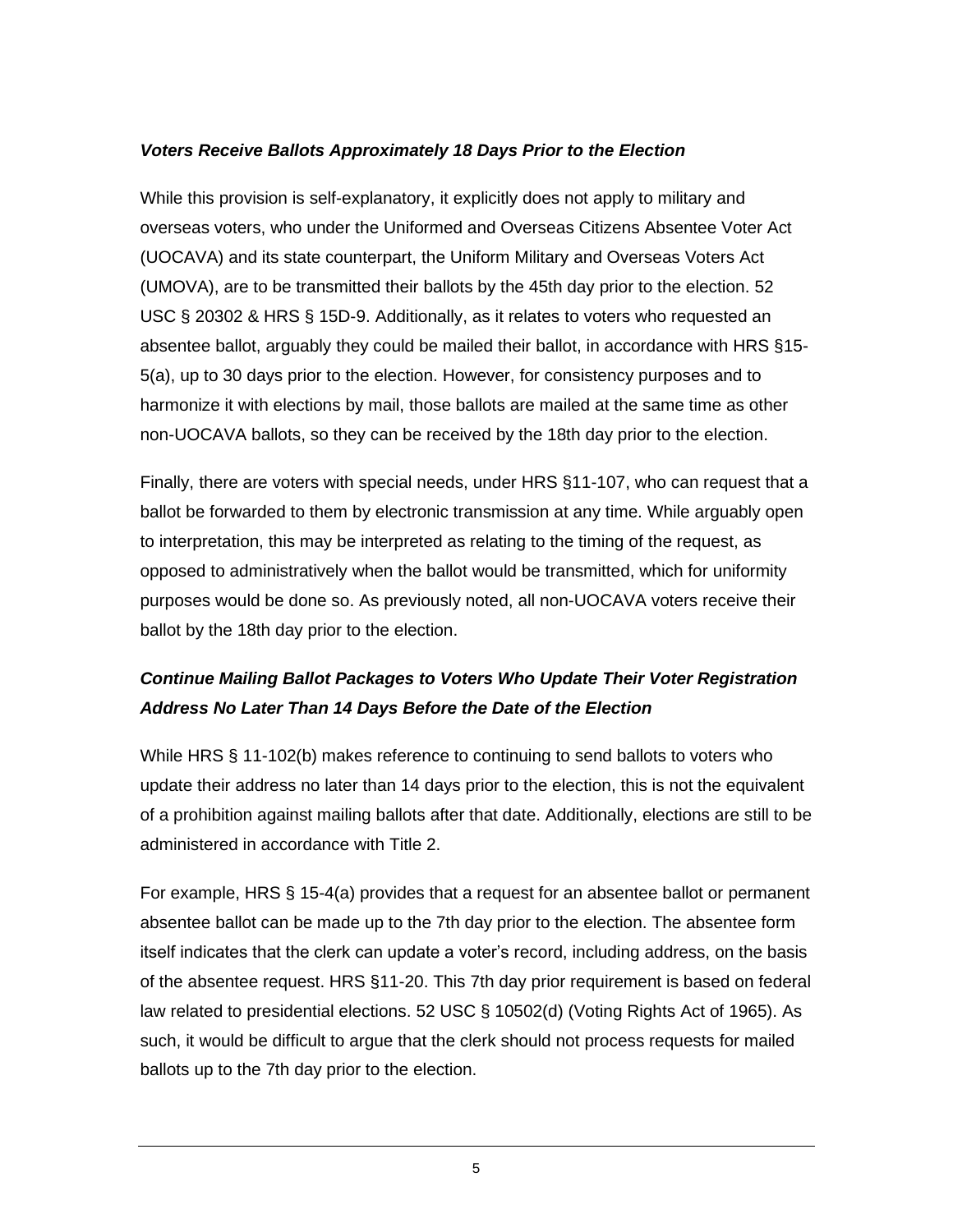***Voters Receive Ballots Approximately 18 Days Prior to the Election***

While this provision is self-explanatory, it explicitly does not apply to military and overseas voters, who under the Uniformed and Overseas Citizens Absentee Voter Act (UOCAVA) and its state counterpart, the Uniform Military and Overseas Voters Act (UMOVA), are to be transmitted their ballots by the 45th day prior to the election. 52 USC § 20302 & HRS § 15D-9. Additionally, as it relates to voters who requested an absentee ballot, arguably they could be mailed their ballot, in accordance with HRS §15-5(a), up to 30 days prior to the election. However, for consistency purposes and to harmonize it with elections by mail, those ballots are mailed at the same time as other non-UOCAVA ballots, so they can be received by the 18th day prior to the election.

Finally, there are voters with special needs, under HRS §11-107, who can request that a ballot be forwarded to them by electronic transmission at any time. While arguably open to interpretation, this may be interpreted as relating to the timing of the request, as opposed to administratively when the ballot would be transmitted, which for uniformity purposes would be done so. As previously noted, all non-UOCAVA voters receive their ballot by the 18th day prior to the election.

***Continue Mailing Ballot Packages to Voters Who Update Their Voter Registration Address No Later Than 14 Days Before the Date of the Election***

While HRS § 11-102(b) makes reference to continuing to send ballots to voters who update their address no later than 14 days prior to the election, this is not the equivalent of a prohibition against mailing ballots after that date. Additionally, elections are still to be administered in accordance with Title 2.

For example, HRS § 15-4(a) provides that a request for an absentee ballot or permanent absentee ballot can be made up to the 7th day prior to the election. The absentee form itself indicates that the clerk can update a voter's record, including address, on the basis of the absentee request. HRS §11-20. This 7th day prior requirement is based on federal law related to presidential elections. 52 USC § 10502(d) (Voting Rights Act of 1965). As such, it would be difficult to argue that the clerk should not process requests for mailed ballots up to the 7th day prior to the election.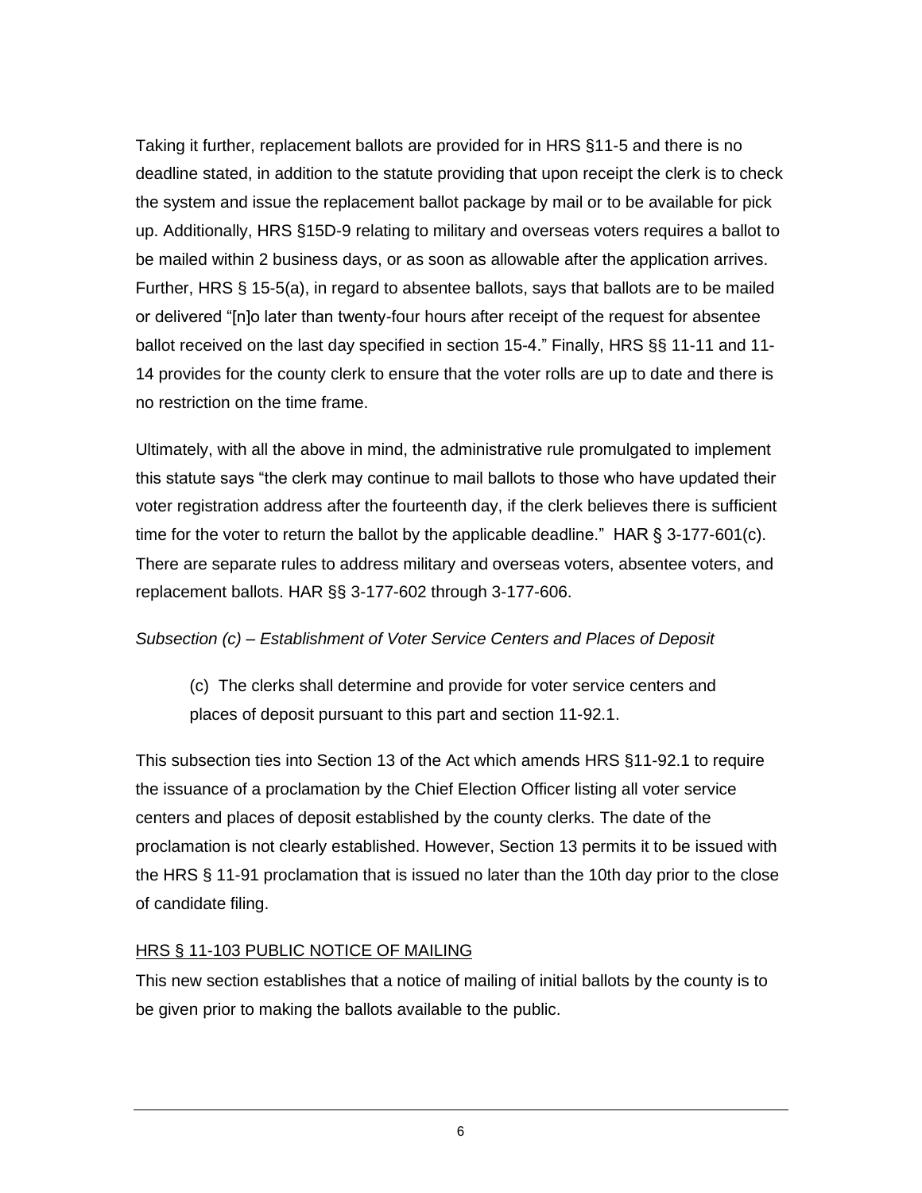Taking it further, replacement ballots are provided for in HRS §11-5 and there is no deadline stated, in addition to the statute providing that upon receipt the clerk is to check the system and issue the replacement ballot package by mail or to be available for pick up. Additionally, HRS §15D-9 relating to military and overseas voters requires a ballot to be mailed within 2 business days, or as soon as allowable after the application arrives. Further, HRS § 15-5(a), in regard to absentee ballots, says that ballots are to be mailed or delivered "[n]o later than twenty-four hours after receipt of the request for absentee ballot received on the last day specified in section 15-4." Finally, HRS §§ 11-11 and 11-14 provides for the county clerk to ensure that the voter rolls are up to date and there is no restriction on the time frame.

Ultimately, with all the above in mind, the administrative rule promulgated to implement this statute says "the clerk may continue to mail ballots to those who have updated their voter registration address after the fourteenth day, if the clerk believes there is sufficient time for the voter to return the ballot by the applicable deadline." HAR § 3-177-601(c). There are separate rules to address military and overseas voters, absentee voters, and replacement ballots. HAR §§ 3-177-602 through 3-177-606.

*Subsection (c) – Establishment of Voter Service Centers and Places of Deposit*

> (c) The clerks shall determine and provide for voter service centers and places of deposit pursuant to this part and section 11-92.1.

This subsection ties into Section 13 of the Act which amends HRS §11-92.1 to require the issuance of a proclamation by the Chief Election Officer listing all voter service centers and places of deposit established by the county clerks. The date of the proclamation is not clearly established. However, Section 13 permits it to be issued with the HRS § 11-91 proclamation that is issued no later than the 10th day prior to the close of candidate filing.

<u>HRS § 11-103 PUBLIC NOTICE OF MAILING</u>

This new section establishes that a notice of mailing of initial ballots by the county is to be given prior to making the ballots available to the public.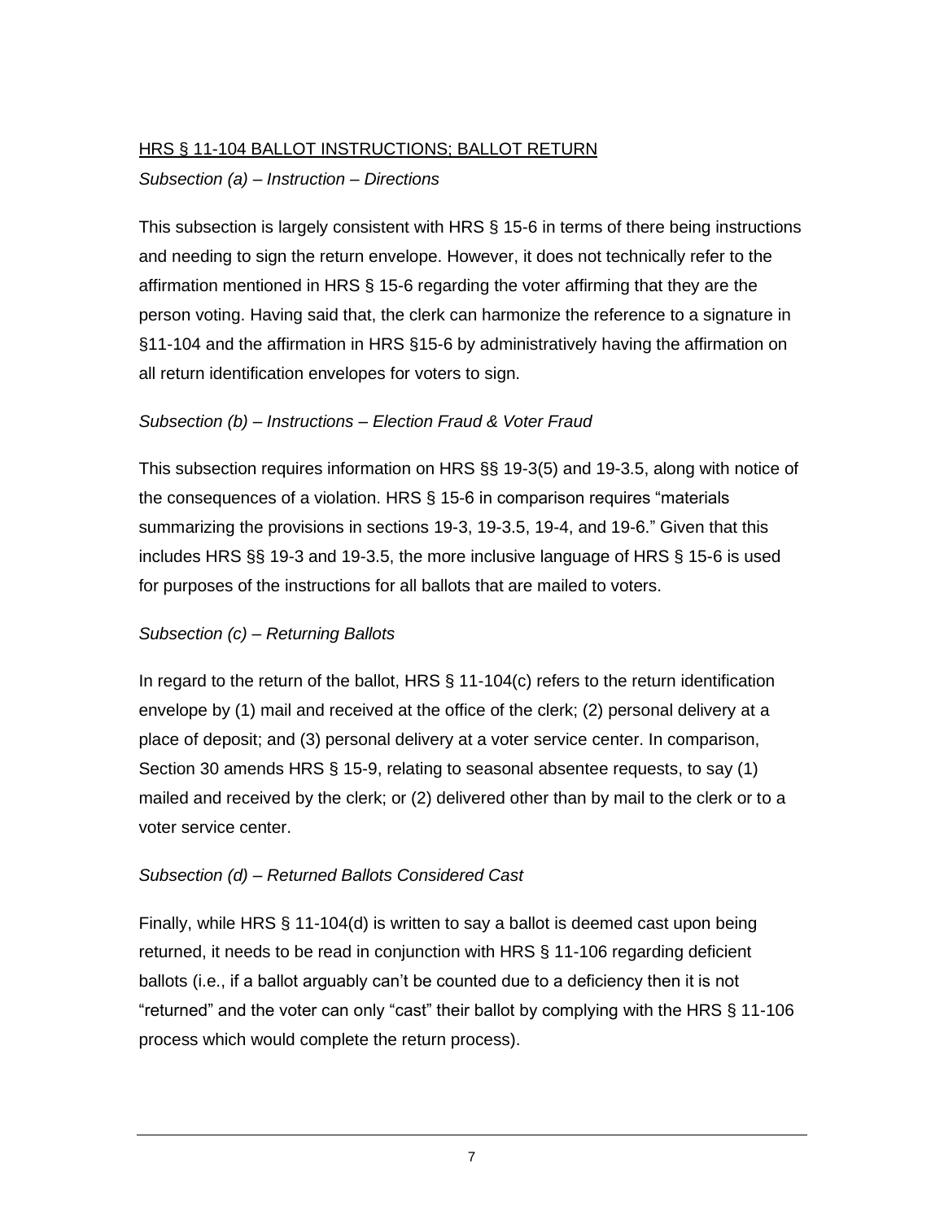HRS § 11-104 BALLOT INSTRUCTIONS; BALLOT RETURN

*Subsection (a) – Instruction – Directions*

This subsection is largely consistent with HRS § 15-6 in terms of there being instructions and needing to sign the return envelope. However, it does not technically refer to the affirmation mentioned in HRS § 15-6 regarding the voter affirming that they are the person voting. Having said that, the clerk can harmonize the reference to a signature in §11-104 and the affirmation in HRS §15-6 by administratively having the affirmation on all return identification envelopes for voters to sign.

*Subsection (b) – Instructions – Election Fraud & Voter Fraud*

This subsection requires information on HRS §§ 19-3(5) and 19-3.5, along with notice of the consequences of a violation. HRS § 15-6 in comparison requires "materials summarizing the provisions in sections 19-3, 19-3.5, 19-4, and 19-6." Given that this includes HRS §§ 19-3 and 19-3.5, the more inclusive language of HRS § 15-6 is used for purposes of the instructions for all ballots that are mailed to voters.

*Subsection (c) – Returning Ballots*

In regard to the return of the ballot, HRS § 11-104(c) refers to the return identification envelope by (1) mail and received at the office of the clerk; (2) personal delivery at a place of deposit; and (3) personal delivery at a voter service center. In comparison, Section 30 amends HRS § 15-9, relating to seasonal absentee requests, to say (1) mailed and received by the clerk; or (2) delivered other than by mail to the clerk or to a voter service center.

*Subsection (d) – Returned Ballots Considered Cast*

Finally, while HRS § 11-104(d) is written to say a ballot is deemed cast upon being returned, it needs to be read in conjunction with HRS § 11-106 regarding deficient ballots (i.e., if a ballot arguably can't be counted due to a deficiency then it is not "returned" and the voter can only "cast" their ballot by complying with the HRS § 11-106 process which would complete the return process).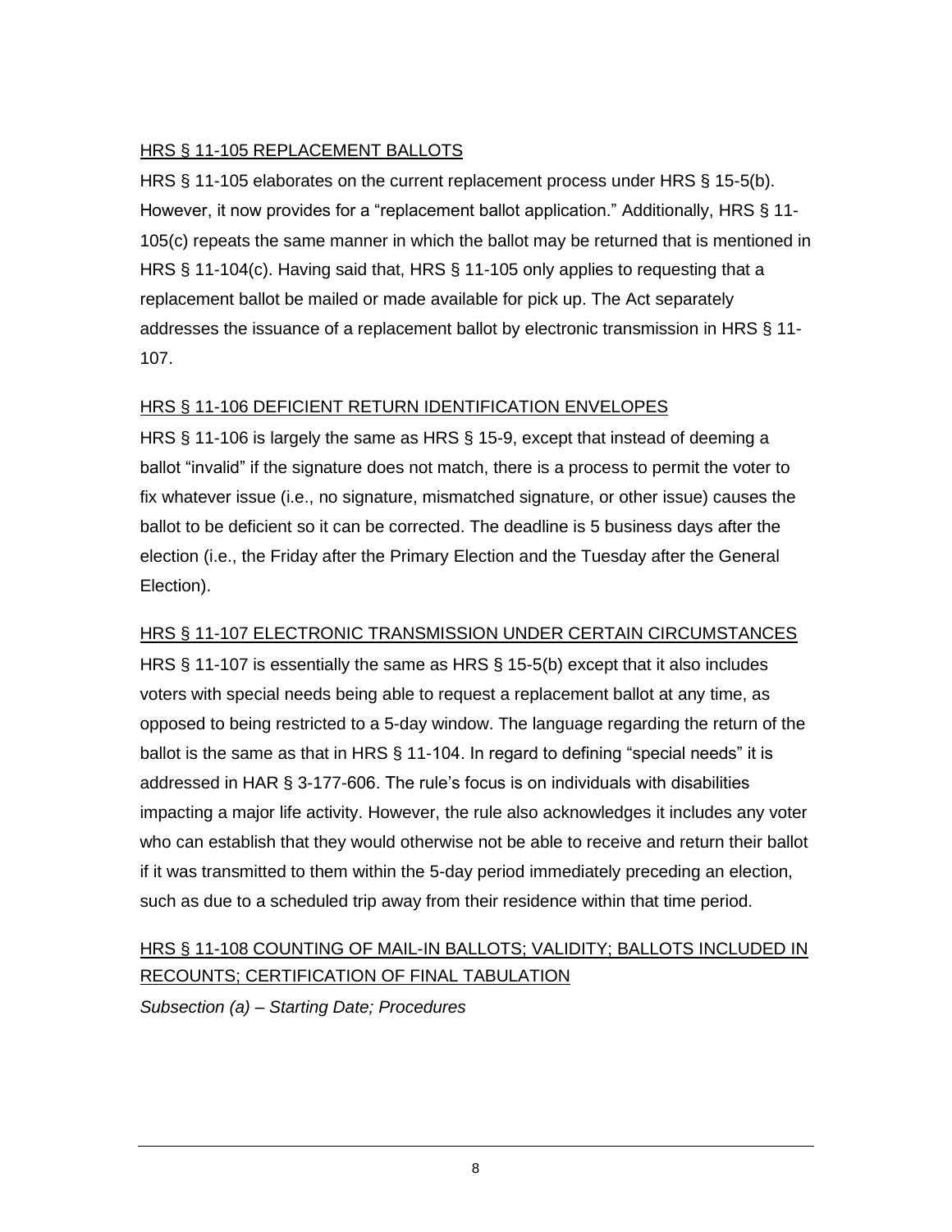## HRS § 11-105 REPLACEMENT BALLOTS

HRS § 11-105 elaborates on the current replacement process under HRS § 15-5(b). However, it now provides for a "replacement ballot application." Additionally, HRS § 11-105(c) repeats the same manner in which the ballot may be returned that is mentioned in HRS § 11-104(c). Having said that, HRS § 11-105 only applies to requesting that a replacement ballot be mailed or made available for pick up. The Act separately addresses the issuance of a replacement ballot by electronic transmission in HRS § 11-107.

## HRS § 11-106 DEFICIENT RETURN IDENTIFICATION ENVELOPES

HRS § 11-106 is largely the same as HRS § 15-9, except that instead of deeming a ballot "invalid" if the signature does not match, there is a process to permit the voter to fix whatever issue (i.e., no signature, mismatched signature, or other issue) causes the ballot to be deficient so it can be corrected. The deadline is 5 business days after the election (i.e., the Friday after the Primary Election and the Tuesday after the General Election).

## HRS § 11-107 ELECTRONIC TRANSMISSION UNDER CERTAIN CIRCUMSTANCES

HRS § 11-107 is essentially the same as HRS § 15-5(b) except that it also includes voters with special needs being able to request a replacement ballot at any time, as opposed to being restricted to a 5-day window. The language regarding the return of the ballot is the same as that in HRS § 11-104. In regard to defining "special needs" it is addressed in HAR § 3-177-606. The rule's focus is on individuals with disabilities impacting a major life activity. However, the rule also acknowledges it includes any voter who can establish that they would otherwise not be able to receive and return their ballot if it was transmitted to them within the 5-day period immediately preceding an election, such as due to a scheduled trip away from their residence within that time period.

## HRS § 11-108 COUNTING OF MAIL-IN BALLOTS; VALIDITY; BALLOTS INCLUDED IN RECOUNTS; CERTIFICATION OF FINAL TABULATION

*Subsection (a) – Starting Date; Procedures*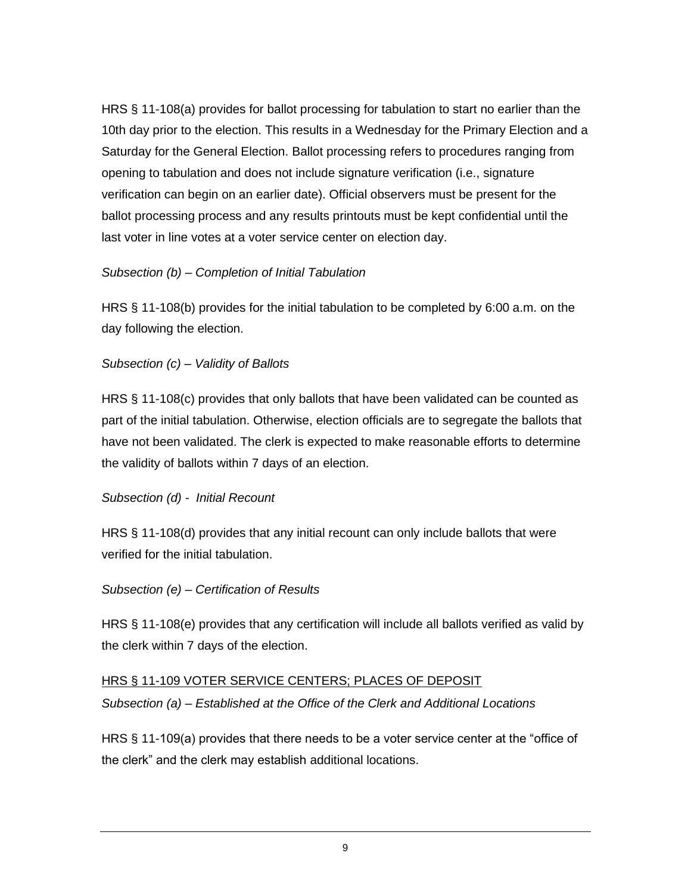HRS § 11-108(a) provides for ballot processing for tabulation to start no earlier than the 10th day prior to the election. This results in a Wednesday for the Primary Election and a Saturday for the General Election. Ballot processing refers to procedures ranging from opening to tabulation and does not include signature verification (i.e., signature verification can begin on an earlier date). Official observers must be present for the ballot processing process and any results printouts must be kept confidential until the last voter in line votes at a voter service center on election day.

*Subsection (b) – Completion of Initial Tabulation*

HRS § 11-108(b) provides for the initial tabulation to be completed by 6:00 a.m. on the day following the election.

*Subsection (c) – Validity of Ballots*

HRS § 11-108(c) provides that only ballots that have been validated can be counted as part of the initial tabulation. Otherwise, election officials are to segregate the ballots that have not been validated. The clerk is expected to make reasonable efforts to determine the validity of ballots within 7 days of an election.

*Subsection (d) - Initial Recount*

HRS § 11-108(d) provides that any initial recount can only include ballots that were verified for the initial tabulation.

*Subsection (e) – Certification of Results*

HRS § 11-108(e) provides that any certification will include all ballots verified as valid by the clerk within 7 days of the election.

<u>HRS § 11-109 VOTER SERVICE CENTERS; PLACES OF DEPOSIT</u>

*Subsection (a) – Established at the Office of the Clerk and Additional Locations*

HRS § 11-109(a) provides that there needs to be a voter service center at the "office of the clerk" and the clerk may establish additional locations.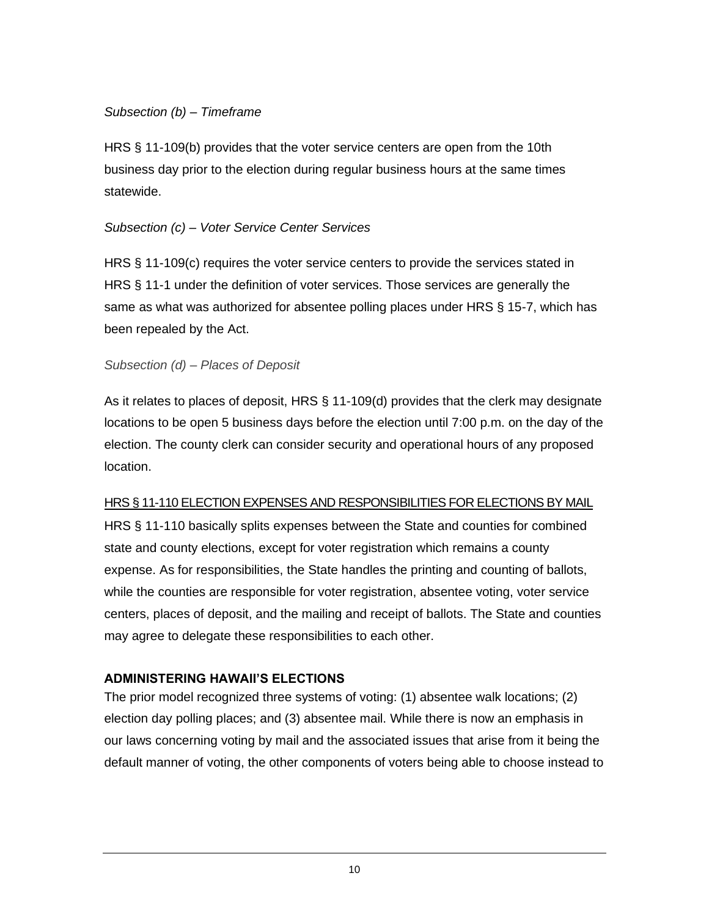*Subsection (b) – Timeframe*

HRS § 11-109(b) provides that the voter service centers are open from the 10th business day prior to the election during regular business hours at the same times statewide.

*Subsection (c) – Voter Service Center Services*

HRS § 11-109(c) requires the voter service centers to provide the services stated in HRS § 11-1 under the definition of voter services. Those services are generally the same as what was authorized for absentee polling places under HRS § 15-7, which has been repealed by the Act.

*Subsection (d) – Places of Deposit*

As it relates to places of deposit, HRS § 11-109(d) provides that the clerk may designate locations to be open 5 business days before the election until 7:00 p.m. on the day of the election. The county clerk can consider security and operational hours of any proposed location.

HRS § 11-110 ELECTION EXPENSES AND RESPONSIBILITIES FOR ELECTIONS BY MAIL

HRS § 11-110 basically splits expenses between the State and counties for combined state and county elections, except for voter registration which remains a county expense. As for responsibilities, the State handles the printing and counting of ballots, while the counties are responsible for voter registration, absentee voting, voter service centers, places of deposit, and the mailing and receipt of ballots. The State and counties may agree to delegate these responsibilities to each other.

## ADMINISTERING HAWAII'S ELECTIONS

The prior model recognized three systems of voting: (1) absentee walk locations; (2) election day polling places; and (3) absentee mail. While there is now an emphasis in our laws concerning voting by mail and the associated issues that arise from it being the default manner of voting, the other components of voters being able to choose instead to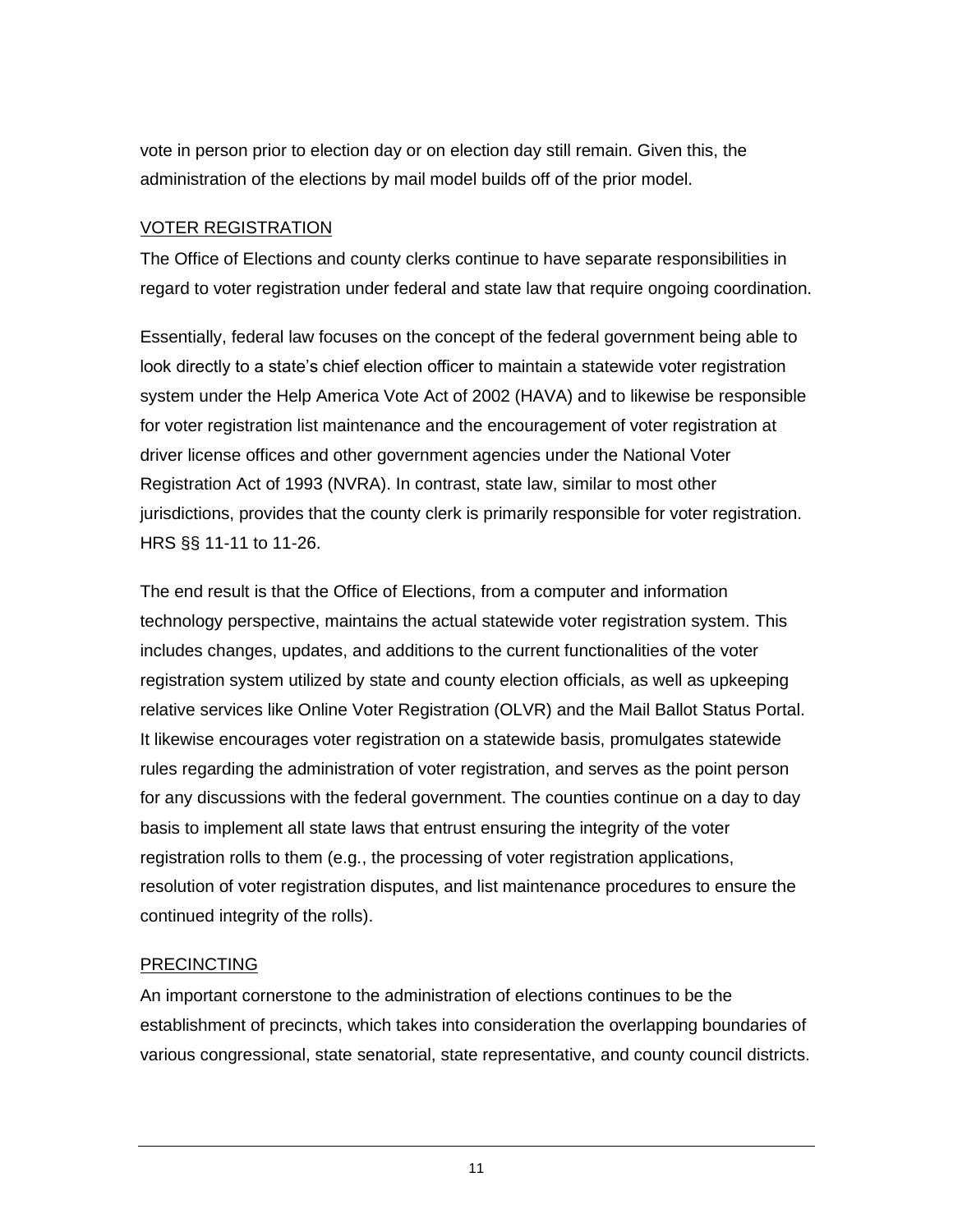vote in person prior to election day or on election day still remain. Given this, the administration of the elections by mail model builds off of the prior model.

## VOTER REGISTRATION

The Office of Elections and county clerks continue to have separate responsibilities in regard to voter registration under federal and state law that require ongoing coordination.

Essentially, federal law focuses on the concept of the federal government being able to look directly to a state's chief election officer to maintain a statewide voter registration system under the Help America Vote Act of 2002 (HAVA) and to likewise be responsible for voter registration list maintenance and the encouragement of voter registration at driver license offices and other government agencies under the National Voter Registration Act of 1993 (NVRA). In contrast, state law, similar to most other jurisdictions, provides that the county clerk is primarily responsible for voter registration. HRS §§ 11-11 to 11-26.

The end result is that the Office of Elections, from a computer and information technology perspective, maintains the actual statewide voter registration system. This includes changes, updates, and additions to the current functionalities of the voter registration system utilized by state and county election officials, as well as upkeeping relative services like Online Voter Registration (OLVR) and the Mail Ballot Status Portal. It likewise encourages voter registration on a statewide basis, promulgates statewide rules regarding the administration of voter registration, and serves as the point person for any discussions with the federal government. The counties continue on a day to day basis to implement all state laws that entrust ensuring the integrity of the voter registration rolls to them (e.g., the processing of voter registration applications, resolution of voter registration disputes, and list maintenance procedures to ensure the continued integrity of the rolls).

## PRECINCTING

An important cornerstone to the administration of elections continues to be the establishment of precincts, which takes into consideration the overlapping boundaries of various congressional, state senatorial, state representative, and county council districts.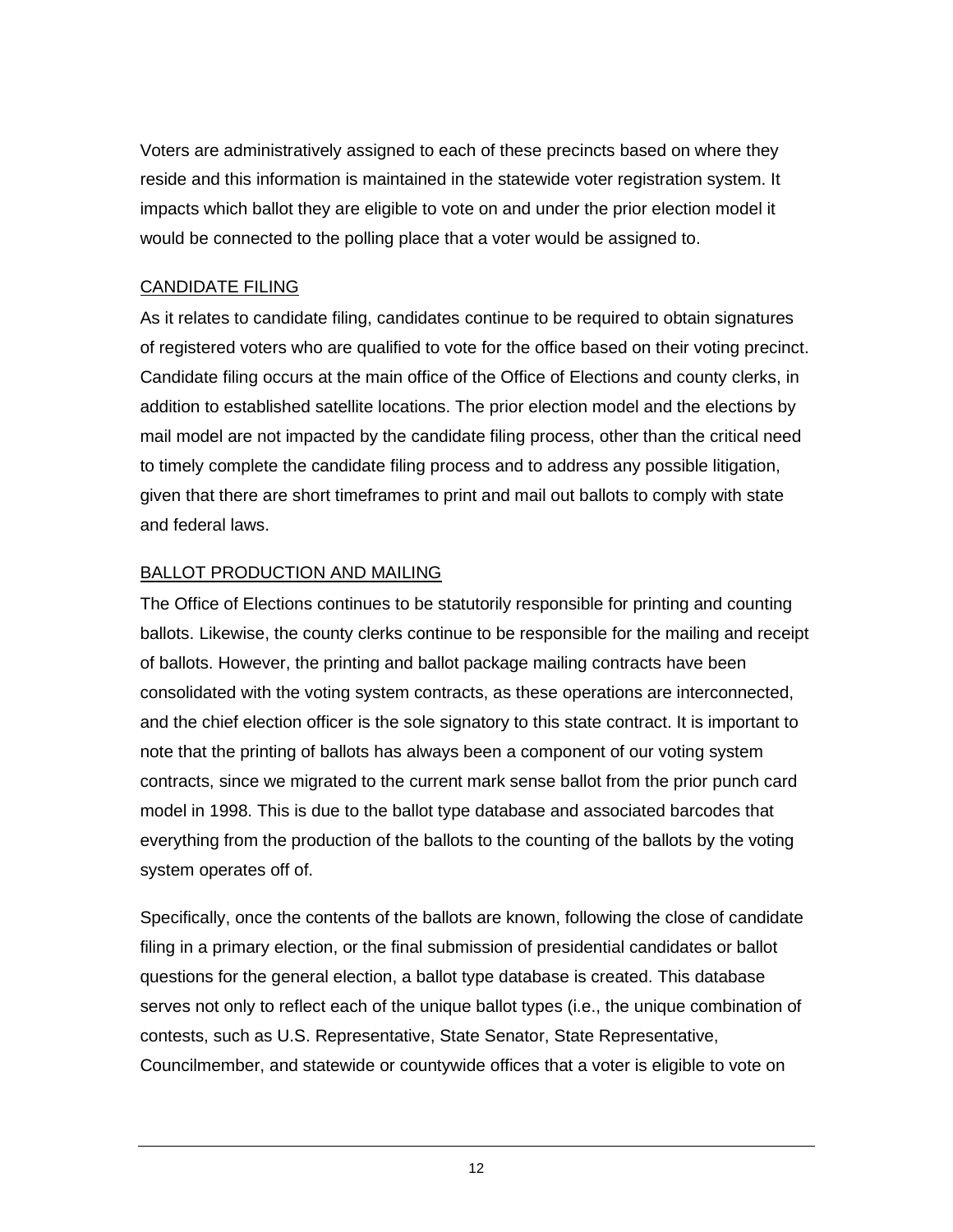Voters are administratively assigned to each of these precincts based on where they reside and this information is maintained in the statewide voter registration system. It impacts which ballot they are eligible to vote on and under the prior election model it would be connected to the polling place that a voter would be assigned to.

## CANDIDATE FILING

As it relates to candidate filing, candidates continue to be required to obtain signatures of registered voters who are qualified to vote for the office based on their voting precinct. Candidate filing occurs at the main office of the Office of Elections and county clerks, in addition to established satellite locations. The prior election model and the elections by mail model are not impacted by the candidate filing process, other than the critical need to timely complete the candidate filing process and to address any possible litigation, given that there are short timeframes to print and mail out ballots to comply with state and federal laws.

## BALLOT PRODUCTION AND MAILING

The Office of Elections continues to be statutorily responsible for printing and counting ballots. Likewise, the county clerks continue to be responsible for the mailing and receipt of ballots. However, the printing and ballot package mailing contracts have been consolidated with the voting system contracts, as these operations are interconnected, and the chief election officer is the sole signatory to this state contract. It is important to note that the printing of ballots has always been a component of our voting system contracts, since we migrated to the current mark sense ballot from the prior punch card model in 1998. This is due to the ballot type database and associated barcodes that everything from the production of the ballots to the counting of the ballots by the voting system operates off of.

Specifically, once the contents of the ballots are known, following the close of candidate filing in a primary election, or the final submission of presidential candidates or ballot questions for the general election, a ballot type database is created. This database serves not only to reflect each of the unique ballot types (i.e., the unique combination of contests, such as U.S. Representative, State Senator, State Representative, Councilmember, and statewide or countywide offices that a voter is eligible to vote on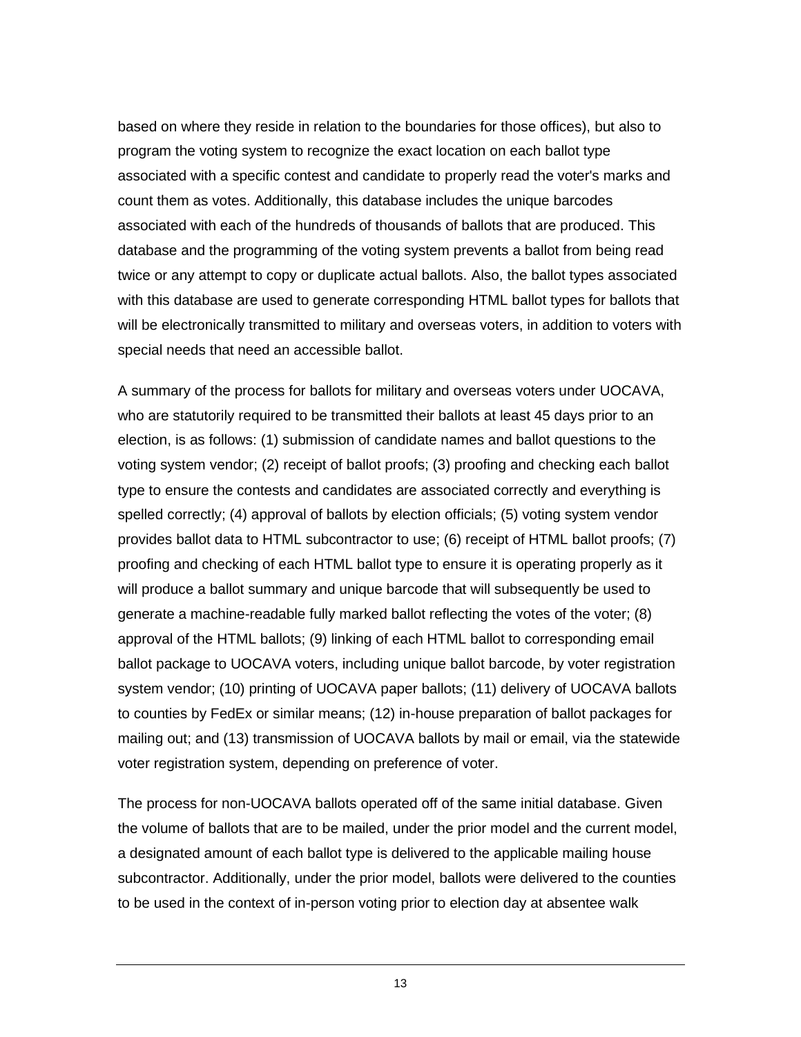based on where they reside in relation to the boundaries for those offices), but also to program the voting system to recognize the exact location on each ballot type associated with a specific contest and candidate to properly read the voter's marks and count them as votes. Additionally, this database includes the unique barcodes associated with each of the hundreds of thousands of ballots that are produced. This database and the programming of the voting system prevents a ballot from being read twice or any attempt to copy or duplicate actual ballots. Also, the ballot types associated with this database are used to generate corresponding HTML ballot types for ballots that will be electronically transmitted to military and overseas voters, in addition to voters with special needs that need an accessible ballot.

A summary of the process for ballots for military and overseas voters under UOCAVA, who are statutorily required to be transmitted their ballots at least 45 days prior to an election, is as follows: (1) submission of candidate names and ballot questions to the voting system vendor; (2) receipt of ballot proofs; (3) proofing and checking each ballot type to ensure the contests and candidates are associated correctly and everything is spelled correctly; (4) approval of ballots by election officials; (5) voting system vendor provides ballot data to HTML subcontractor to use; (6) receipt of HTML ballot proofs; (7) proofing and checking of each HTML ballot type to ensure it is operating properly as it will produce a ballot summary and unique barcode that will subsequently be used to generate a machine-readable fully marked ballot reflecting the votes of the voter; (8) approval of the HTML ballots; (9) linking of each HTML ballot to corresponding email ballot package to UOCAVA voters, including unique ballot barcode, by voter registration system vendor; (10) printing of UOCAVA paper ballots; (11) delivery of UOCAVA ballots to counties by FedEx or similar means; (12) in-house preparation of ballot packages for mailing out; and (13) transmission of UOCAVA ballots by mail or email, via the statewide voter registration system, depending on preference of voter.

The process for non-UOCAVA ballots operated off of the same initial database. Given the volume of ballots that are to be mailed, under the prior model and the current model, a designated amount of each ballot type is delivered to the applicable mailing house subcontractor. Additionally, under the prior model, ballots were delivered to the counties to be used in the context of in-person voting prior to election day at absentee walk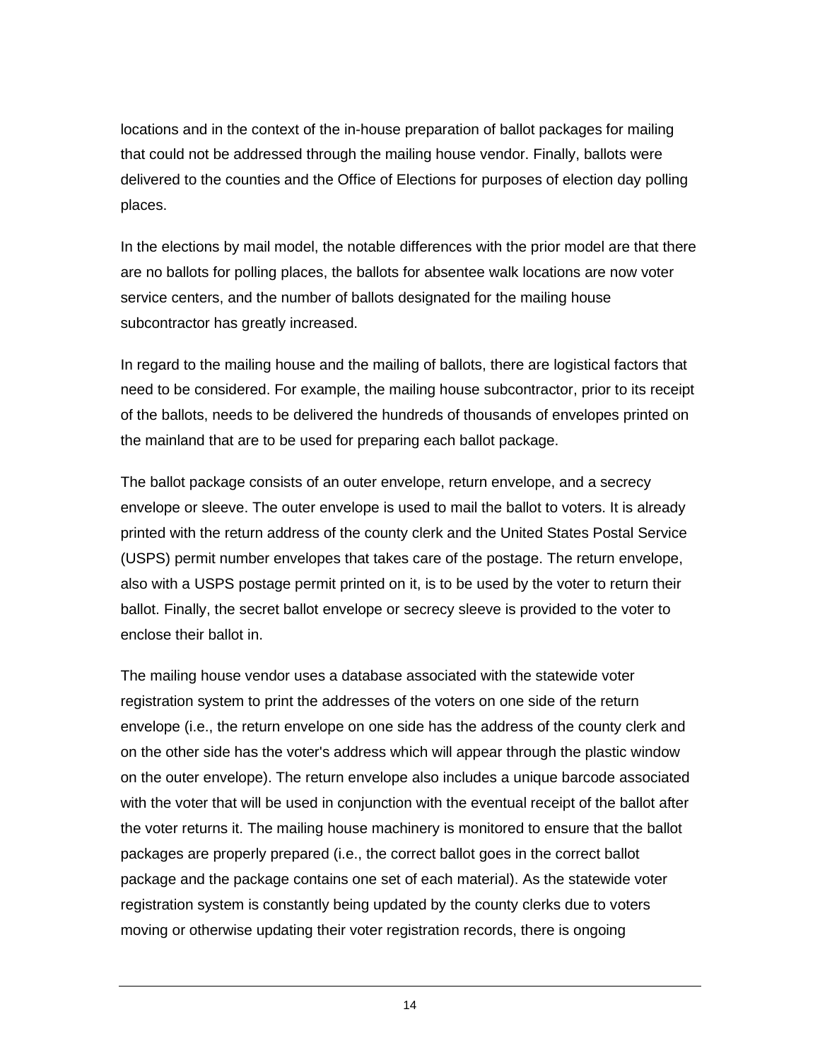locations and in the context of the in-house preparation of ballot packages for mailing that could not be addressed through the mailing house vendor. Finally, ballots were delivered to the counties and the Office of Elections for purposes of election day polling places.

In the elections by mail model, the notable differences with the prior model are that there are no ballots for polling places, the ballots for absentee walk locations are now voter service centers, and the number of ballots designated for the mailing house subcontractor has greatly increased.

In regard to the mailing house and the mailing of ballots, there are logistical factors that need to be considered. For example, the mailing house subcontractor, prior to its receipt of the ballots, needs to be delivered the hundreds of thousands of envelopes printed on the mainland that are to be used for preparing each ballot package.

The ballot package consists of an outer envelope, return envelope, and a secrecy envelope or sleeve. The outer envelope is used to mail the ballot to voters. It is already printed with the return address of the county clerk and the United States Postal Service (USPS) permit number envelopes that takes care of the postage. The return envelope, also with a USPS postage permit printed on it, is to be used by the voter to return their ballot. Finally, the secret ballot envelope or secrecy sleeve is provided to the voter to enclose their ballot in.

The mailing house vendor uses a database associated with the statewide voter registration system to print the addresses of the voters on one side of the return envelope (i.e., the return envelope on one side has the address of the county clerk and on the other side has the voter's address which will appear through the plastic window on the outer envelope). The return envelope also includes a unique barcode associated with the voter that will be used in conjunction with the eventual receipt of the ballot after the voter returns it. The mailing house machinery is monitored to ensure that the ballot packages are properly prepared (i.e., the correct ballot goes in the correct ballot package and the package contains one set of each material). As the statewide voter registration system is constantly being updated by the county clerks due to voters moving or otherwise updating their voter registration records, there is ongoing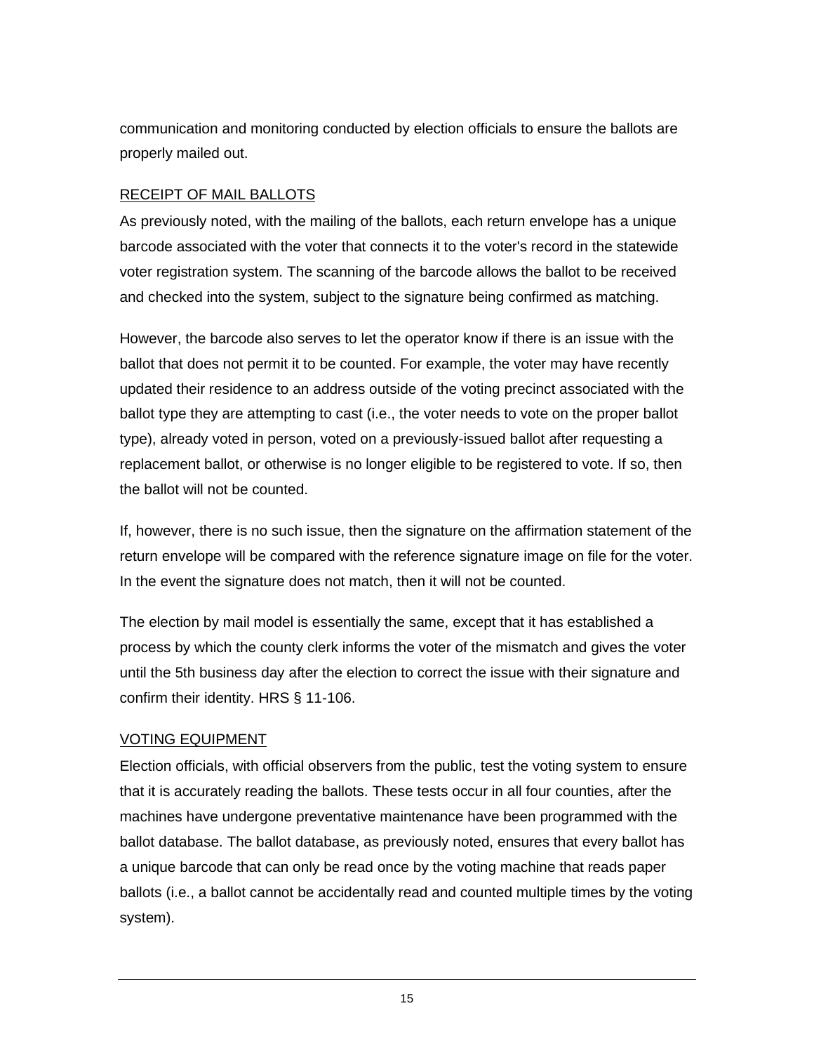communication and monitoring conducted by election officials to ensure the ballots are properly mailed out.

## RECEIPT OF MAIL BALLOTS

As previously noted, with the mailing of the ballots, each return envelope has a unique barcode associated with the voter that connects it to the voter's record in the statewide voter registration system. The scanning of the barcode allows the ballot to be received and checked into the system, subject to the signature being confirmed as matching.

However, the barcode also serves to let the operator know if there is an issue with the ballot that does not permit it to be counted. For example, the voter may have recently updated their residence to an address outside of the voting precinct associated with the ballot type they are attempting to cast (i.e., the voter needs to vote on the proper ballot type), already voted in person, voted on a previously-issued ballot after requesting a replacement ballot, or otherwise is no longer eligible to be registered to vote. If so, then the ballot will not be counted.

If, however, there is no such issue, then the signature on the affirmation statement of the return envelope will be compared with the reference signature image on file for the voter. In the event the signature does not match, then it will not be counted.

The election by mail model is essentially the same, except that it has established a process by which the county clerk informs the voter of the mismatch and gives the voter until the 5th business day after the election to correct the issue with their signature and confirm their identity. HRS § 11-106.

## VOTING EQUIPMENT

Election officials, with official observers from the public, test the voting system to ensure that it is accurately reading the ballots. These tests occur in all four counties, after the machines have undergone preventative maintenance have been programmed with the ballot database. The ballot database, as previously noted, ensures that every ballot has a unique barcode that can only be read once by the voting machine that reads paper ballots (i.e., a ballot cannot be accidentally read and counted multiple times by the voting system).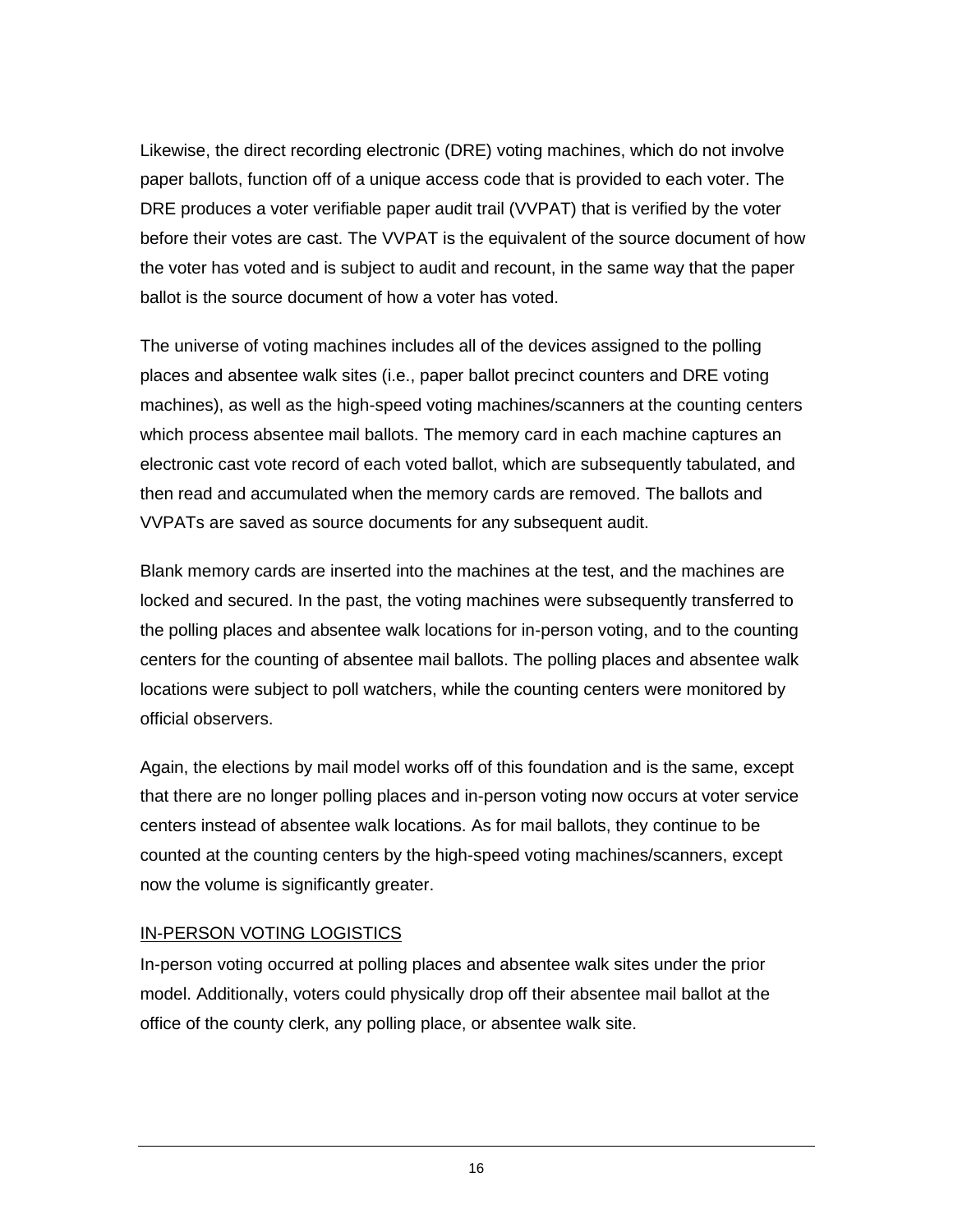Likewise, the direct recording electronic (DRE) voting machines, which do not involve paper ballots, function off of a unique access code that is provided to each voter. The DRE produces a voter verifiable paper audit trail (VVPAT) that is verified by the voter before their votes are cast. The VVPAT is the equivalent of the source document of how the voter has voted and is subject to audit and recount, in the same way that the paper ballot is the source document of how a voter has voted.

The universe of voting machines includes all of the devices assigned to the polling places and absentee walk sites (i.e., paper ballot precinct counters and DRE voting machines), as well as the high-speed voting machines/scanners at the counting centers which process absentee mail ballots. The memory card in each machine captures an electronic cast vote record of each voted ballot, which are subsequently tabulated, and then read and accumulated when the memory cards are removed. The ballots and VVPATs are saved as source documents for any subsequent audit.

Blank memory cards are inserted into the machines at the test, and the machines are locked and secured. In the past, the voting machines were subsequently transferred to the polling places and absentee walk locations for in-person voting, and to the counting centers for the counting of absentee mail ballots. The polling places and absentee walk locations were subject to poll watchers, while the counting centers were monitored by official observers.

Again, the elections by mail model works off of this foundation and is the same, except that there are no longer polling places and in-person voting now occurs at voter service centers instead of absentee walk locations. As for mail ballots, they continue to be counted at the counting centers by the high-speed voting machines/scanners, except now the volume is significantly greater.

## IN-PERSON VOTING LOGISTICS

In-person voting occurred at polling places and absentee walk sites under the prior model. Additionally, voters could physically drop off their absentee mail ballot at the office of the county clerk, any polling place, or absentee walk site.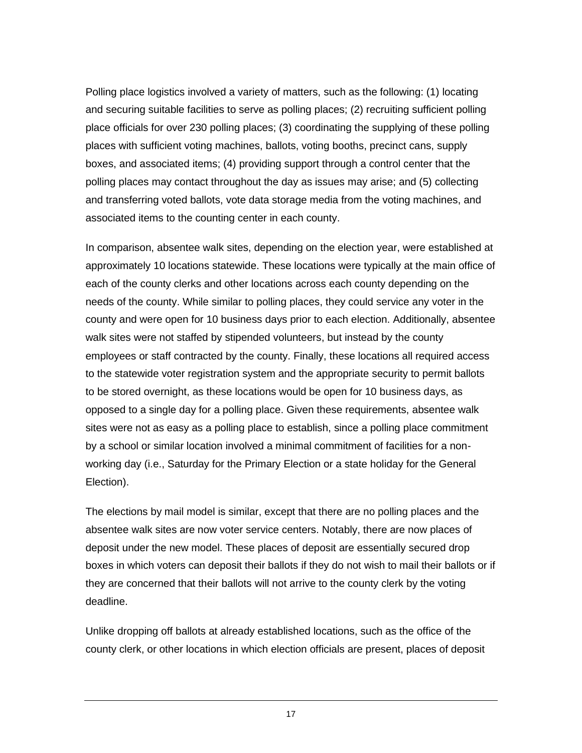Polling place logistics involved a variety of matters, such as the following: (1) locating and securing suitable facilities to serve as polling places; (2) recruiting sufficient polling place officials for over 230 polling places; (3) coordinating the supplying of these polling places with sufficient voting machines, ballots, voting booths, precinct cans, supply boxes, and associated items; (4) providing support through a control center that the polling places may contact throughout the day as issues may arise; and (5) collecting and transferring voted ballots, vote data storage media from the voting machines, and associated items to the counting center in each county.

In comparison, absentee walk sites, depending on the election year, were established at approximately 10 locations statewide. These locations were typically at the main office of each of the county clerks and other locations across each county depending on the needs of the county. While similar to polling places, they could service any voter in the county and were open for 10 business days prior to each election. Additionally, absentee walk sites were not staffed by stipended volunteers, but instead by the county employees or staff contracted by the county. Finally, these locations all required access to the statewide voter registration system and the appropriate security to permit ballots to be stored overnight, as these locations would be open for 10 business days, as opposed to a single day for a polling place. Given these requirements, absentee walk sites were not as easy as a polling place to establish, since a polling place commitment by a school or similar location involved a minimal commitment of facilities for a non-working day (i.e., Saturday for the Primary Election or a state holiday for the General Election).

The elections by mail model is similar, except that there are no polling places and the absentee walk sites are now voter service centers. Notably, there are now places of deposit under the new model. These places of deposit are essentially secured drop boxes in which voters can deposit their ballots if they do not wish to mail their ballots or if they are concerned that their ballots will not arrive to the county clerk by the voting deadline.

Unlike dropping off ballots at already established locations, such as the office of the county clerk, or other locations in which election officials are present, places of deposit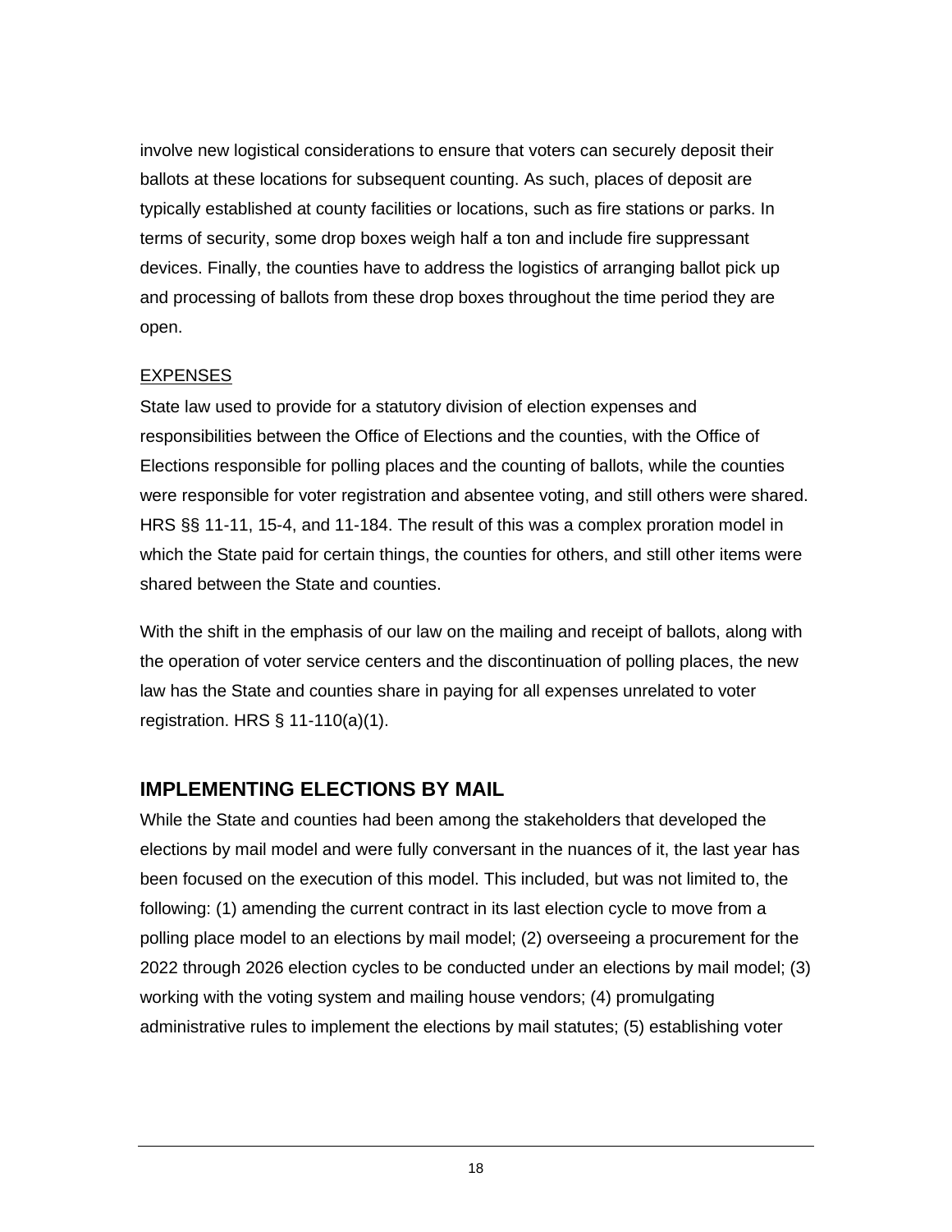involve new logistical considerations to ensure that voters can securely deposit their ballots at these locations for subsequent counting. As such, places of deposit are typically established at county facilities or locations, such as fire stations or parks. In terms of security, some drop boxes weigh half a ton and include fire suppressant devices. Finally, the counties have to address the logistics of arranging ballot pick up and processing of ballots from these drop boxes throughout the time period they are open.

<u>EXPENSES</u>

State law used to provide for a statutory division of election expenses and responsibilities between the Office of Elections and the counties, with the Office of Elections responsible for polling places and the counting of ballots, while the counties were responsible for voter registration and absentee voting, and still others were shared. HRS §§ 11-11, 15-4, and 11-184. The result of this was a complex proration model in which the State paid for certain things, the counties for others, and still other items were shared between the State and counties.

With the shift in the emphasis of our law on the mailing and receipt of ballots, along with the operation of voter service centers and the discontinuation of polling places, the new law has the State and counties share in paying for all expenses unrelated to voter registration. HRS § 11-110(a)(1).

## IMPLEMENTING ELECTIONS BY MAIL

While the State and counties had been among the stakeholders that developed the elections by mail model and were fully conversant in the nuances of it, the last year has been focused on the execution of this model. This included, but was not limited to, the following: (1) amending the current contract in its last election cycle to move from a polling place model to an elections by mail model; (2) overseeing a procurement for the 2022 through 2026 election cycles to be conducted under an elections by mail model; (3) working with the voting system and mailing house vendors; (4) promulgating administrative rules to implement the elections by mail statutes; (5) establishing voter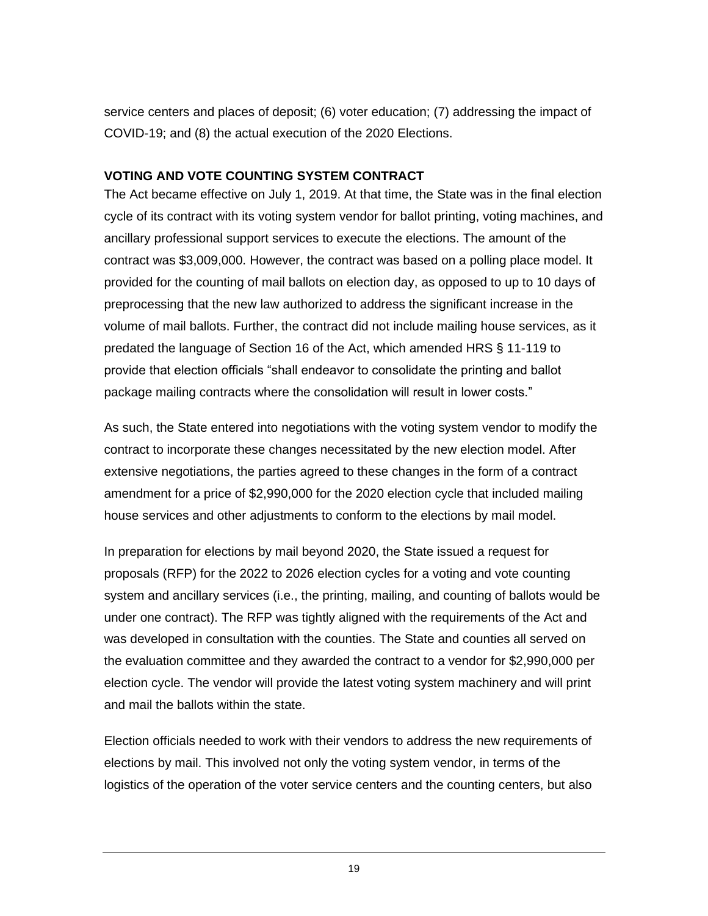service centers and places of deposit; (6) voter education; (7) addressing the impact of COVID-19; and (8) the actual execution of the 2020 Elections.

**VOTING AND VOTE COUNTING SYSTEM CONTRACT**

The Act became effective on July 1, 2019. At that time, the State was in the final election cycle of its contract with its voting system vendor for ballot printing, voting machines, and ancillary professional support services to execute the elections. The amount of the contract was $3,009,000. However, the contract was based on a polling place model. It provided for the counting of mail ballots on election day, as opposed to up to 10 days of preprocessing that the new law authorized to address the significant increase in the volume of mail ballots. Further, the contract did not include mailing house services, as it predated the language of Section 16 of the Act, which amended HRS § 11-119 to provide that election officials "shall endeavor to consolidate the printing and ballot package mailing contracts where the consolidation will result in lower costs."

As such, the State entered into negotiations with the voting system vendor to modify the contract to incorporate these changes necessitated by the new election model. After extensive negotiations, the parties agreed to these changes in the form of a contract amendment for a price of $2,990,000 for the 2020 election cycle that included mailing house services and other adjustments to conform to the elections by mail model.

In preparation for elections by mail beyond 2020, the State issued a request for proposals (RFP) for the 2022 to 2026 election cycles for a voting and vote counting system and ancillary services (i.e., the printing, mailing, and counting of ballots would be under one contract). The RFP was tightly aligned with the requirements of the Act and was developed in consultation with the counties. The State and counties all served on the evaluation committee and they awarded the contract to a vendor for $2,990,000 per election cycle. The vendor will provide the latest voting system machinery and will print and mail the ballots within the state.

Election officials needed to work with their vendors to address the new requirements of elections by mail. This involved not only the voting system vendor, in terms of the logistics of the operation of the voter service centers and the counting centers, but also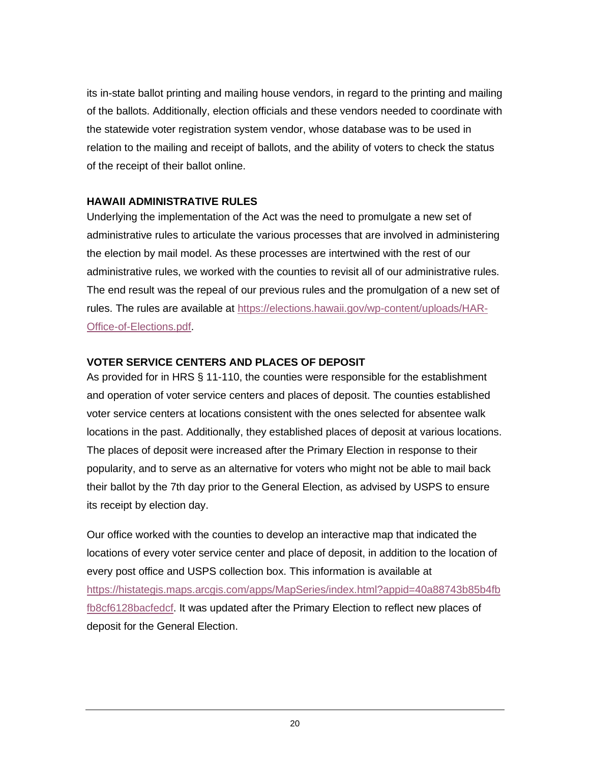its in-state ballot printing and mailing house vendors, in regard to the printing and mailing of the ballots. Additionally, election officials and these vendors needed to coordinate with the statewide voter registration system vendor, whose database was to be used in relation to the mailing and receipt of ballots, and the ability of voters to check the status of the receipt of their ballot online.

**HAWAII ADMINISTRATIVE RULES**

Underlying the implementation of the Act was the need to promulgate a new set of administrative rules to articulate the various processes that are involved in administering the election by mail model. As these processes are intertwined with the rest of our administrative rules, we worked with the counties to revisit all of our administrative rules. The end result was the repeal of our previous rules and the promulgation of a new set of rules. The rules are available at [https://elections.hawaii.gov/wp-content/uploads/HAR-Office-of-Elections.pdf](https://elections.hawaii.gov/wp-content/uploads/HAR-Office-of-Elections.pdf).

**VOTER SERVICE CENTERS AND PLACES OF DEPOSIT**

As provided for in HRS § 11-110, the counties were responsible for the establishment and operation of voter service centers and places of deposit. The counties established voter service centers at locations consistent with the ones selected for absentee walk locations in the past. Additionally, they established places of deposit at various locations. The places of deposit were increased after the Primary Election in response to their popularity, and to serve as an alternative for voters who might not be able to mail back their ballot by the 7th day prior to the General Election, as advised by USPS to ensure its receipt by election day.

Our office worked with the counties to develop an interactive map that indicated the locations of every voter service center and place of deposit, in addition to the location of every post office and USPS collection box. This information is available at [https://histategis.maps.arcgis.com/apps/MapSeries/index.html?appid=40a88743b85b4fbfb8cf6128bacfedcf](https://histategis.maps.arcgis.com/apps/MapSeries/index.html?appid=40a88743b85b4fbfb8cf6128bacfedcf). It was updated after the Primary Election to reflect new places of deposit for the General Election.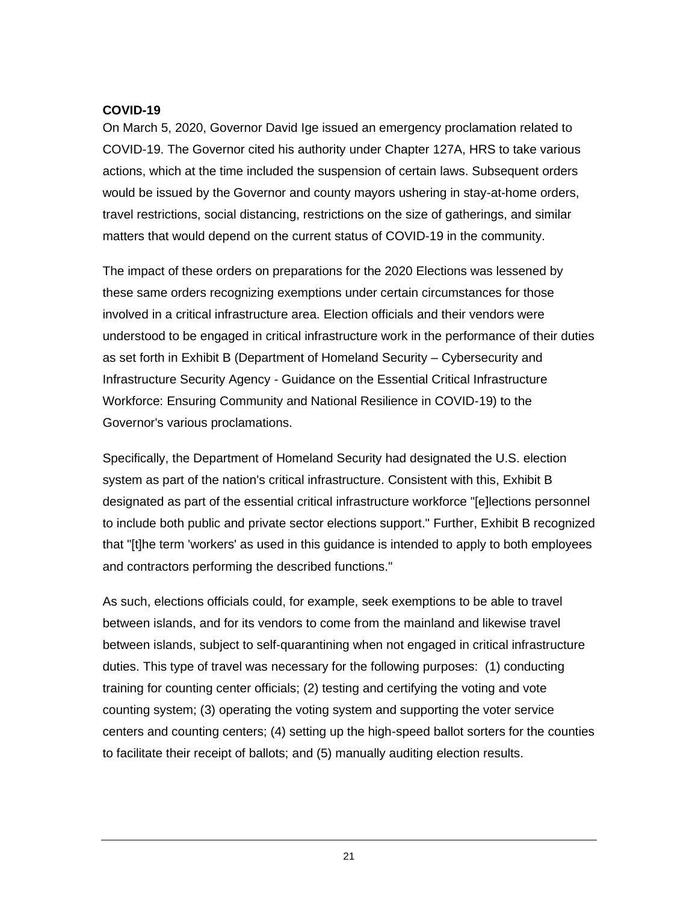**COVID-19**

On March 5, 2020, Governor David Ige issued an emergency proclamation related to COVID-19. The Governor cited his authority under Chapter 127A, HRS to take various actions, which at the time included the suspension of certain laws. Subsequent orders would be issued by the Governor and county mayors ushering in stay-at-home orders, travel restrictions, social distancing, restrictions on the size of gatherings, and similar matters that would depend on the current status of COVID-19 in the community.

The impact of these orders on preparations for the 2020 Elections was lessened by these same orders recognizing exemptions under certain circumstances for those involved in a critical infrastructure area. Election officials and their vendors were understood to be engaged in critical infrastructure work in the performance of their duties as set forth in Exhibit B (Department of Homeland Security – Cybersecurity and Infrastructure Security Agency - Guidance on the Essential Critical Infrastructure Workforce: Ensuring Community and National Resilience in COVID-19) to the Governor's various proclamations.

Specifically, the Department of Homeland Security had designated the U.S. election system as part of the nation's critical infrastructure. Consistent with this, Exhibit B designated as part of the essential critical infrastructure workforce "[e]lections personnel to include both public and private sector elections support." Further, Exhibit B recognized that "[t]he term 'workers' as used in this guidance is intended to apply to both employees and contractors performing the described functions."

As such, elections officials could, for example, seek exemptions to be able to travel between islands, and for its vendors to come from the mainland and likewise travel between islands, subject to self-quarantining when not engaged in critical infrastructure duties. This type of travel was necessary for the following purposes: (1) conducting training for counting center officials; (2) testing and certifying the voting and vote counting system; (3) operating the voting system and supporting the voter service centers and counting centers; (4) setting up the high-speed ballot sorters for the counties to facilitate their receipt of ballots; and (5) manually auditing election results.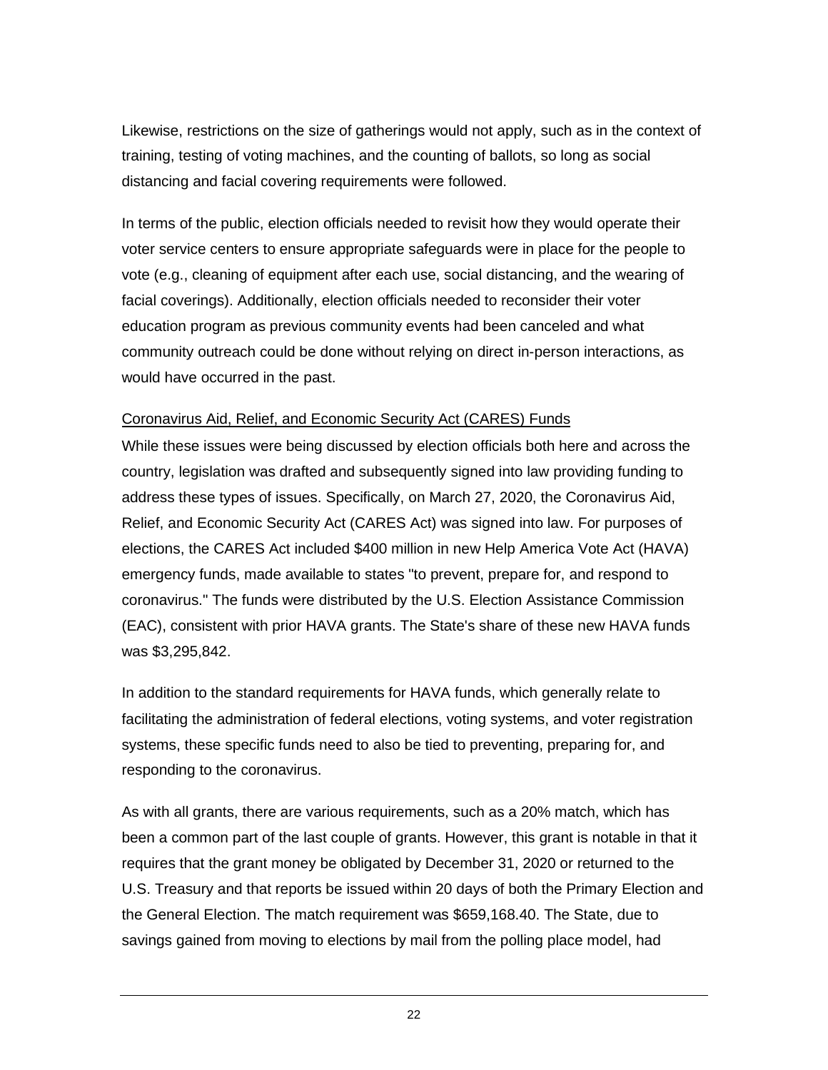Likewise, restrictions on the size of gatherings would not apply, such as in the context of training, testing of voting machines, and the counting of ballots, so long as social distancing and facial covering requirements were followed.

In terms of the public, election officials needed to revisit how they would operate their voter service centers to ensure appropriate safeguards were in place for the people to vote (e.g., cleaning of equipment after each use, social distancing, and the wearing of facial coverings). Additionally, election officials needed to reconsider their voter education program as previous community events had been canceled and what community outreach could be done without relying on direct in-person interactions, as would have occurred in the past.

Coronavirus Aid, Relief, and Economic Security Act (CARES) Funds

While these issues were being discussed by election officials both here and across the country, legislation was drafted and subsequently signed into law providing funding to address these types of issues. Specifically, on March 27, 2020, the Coronavirus Aid, Relief, and Economic Security Act (CARES Act) was signed into law. For purposes of elections, the CARES Act included $400 million in new Help America Vote Act (HAVA) emergency funds, made available to states "to prevent, prepare for, and respond to coronavirus." The funds were distributed by the U.S. Election Assistance Commission (EAC), consistent with prior HAVA grants. The State's share of these new HAVA funds was $3,295,842.

In addition to the standard requirements for HAVA funds, which generally relate to facilitating the administration of federal elections, voting systems, and voter registration systems, these specific funds need to also be tied to preventing, preparing for, and responding to the coronavirus.

As with all grants, there are various requirements, such as a 20% match, which has been a common part of the last couple of grants. However, this grant is notable in that it requires that the grant money be obligated by December 31, 2020 or returned to the U.S. Treasury and that reports be issued within 20 days of both the Primary Election and the General Election. The match requirement was $659,168.40. The State, due to savings gained from moving to elections by mail from the polling place model, had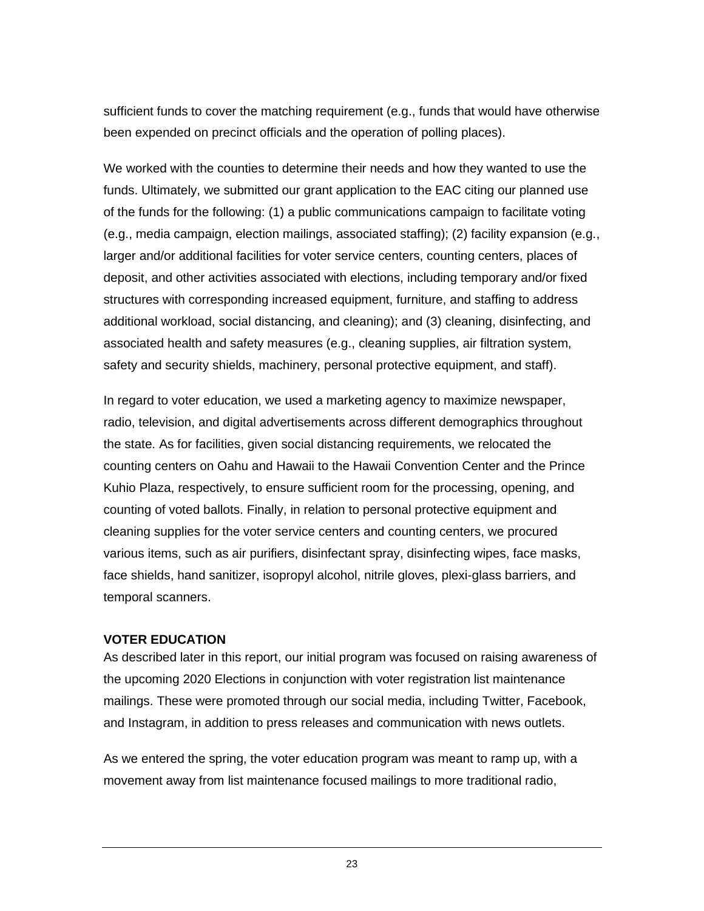sufficient funds to cover the matching requirement (e.g., funds that would have otherwise been expended on precinct officials and the operation of polling places).

We worked with the counties to determine their needs and how they wanted to use the funds. Ultimately, we submitted our grant application to the EAC citing our planned use of the funds for the following: (1) a public communications campaign to facilitate voting (e.g., media campaign, election mailings, associated staffing); (2) facility expansion (e.g., larger and/or additional facilities for voter service centers, counting centers, places of deposit, and other activities associated with elections, including temporary and/or fixed structures with corresponding increased equipment, furniture, and staffing to address additional workload, social distancing, and cleaning); and (3) cleaning, disinfecting, and associated health and safety measures (e.g., cleaning supplies, air filtration system, safety and security shields, machinery, personal protective equipment, and staff).

In regard to voter education, we used a marketing agency to maximize newspaper, radio, television, and digital advertisements across different demographics throughout the state. As for facilities, given social distancing requirements, we relocated the counting centers on Oahu and Hawaii to the Hawaii Convention Center and the Prince Kuhio Plaza, respectively, to ensure sufficient room for the processing, opening, and counting of voted ballots. Finally, in relation to personal protective equipment and cleaning supplies for the voter service centers and counting centers, we procured various items, such as air purifiers, disinfectant spray, disinfecting wipes, face masks, face shields, hand sanitizer, isopropyl alcohol, nitrile gloves, plexi-glass barriers, and temporal scanners.

## VOTER EDUCATION

As described later in this report, our initial program was focused on raising awareness of the upcoming 2020 Elections in conjunction with voter registration list maintenance mailings. These were promoted through our social media, including Twitter, Facebook, and Instagram, in addition to press releases and communication with news outlets.

As we entered the spring, the voter education program was meant to ramp up, with a movement away from list maintenance focused mailings to more traditional radio,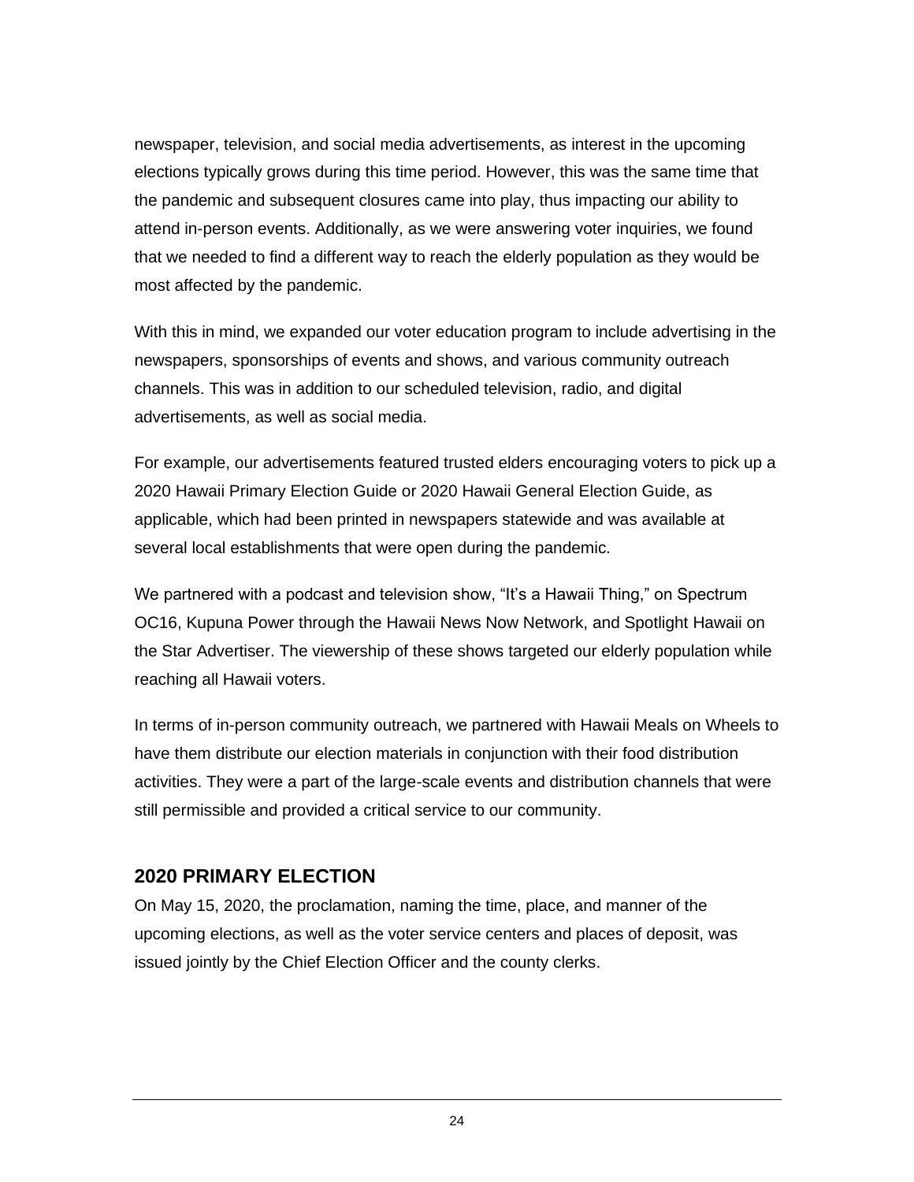newspaper, television, and social media advertisements, as interest in the upcoming elections typically grows during this time period. However, this was the same time that the pandemic and subsequent closures came into play, thus impacting our ability to attend in-person events. Additionally, as we were answering voter inquiries, we found that we needed to find a different way to reach the elderly population as they would be most affected by the pandemic.

With this in mind, we expanded our voter education program to include advertising in the newspapers, sponsorships of events and shows, and various community outreach channels. This was in addition to our scheduled television, radio, and digital advertisements, as well as social media.

For example, our advertisements featured trusted elders encouraging voters to pick up a 2020 Hawaii Primary Election Guide or 2020 Hawaii General Election Guide, as applicable, which had been printed in newspapers statewide and was available at several local establishments that were open during the pandemic.

We partnered with a podcast and television show, "It's a Hawaii Thing," on Spectrum OC16, Kupuna Power through the Hawaii News Now Network, and Spotlight Hawaii on the Star Advertiser. The viewership of these shows targeted our elderly population while reaching all Hawaii voters.

In terms of in-person community outreach, we partnered with Hawaii Meals on Wheels to have them distribute our election materials in conjunction with their food distribution activities. They were a part of the large-scale events and distribution channels that were still permissible and provided a critical service to our community.

## 2020 PRIMARY ELECTION

On May 15, 2020, the proclamation, naming the time, place, and manner of the upcoming elections, as well as the voter service centers and places of deposit, was issued jointly by the Chief Election Officer and the county clerks.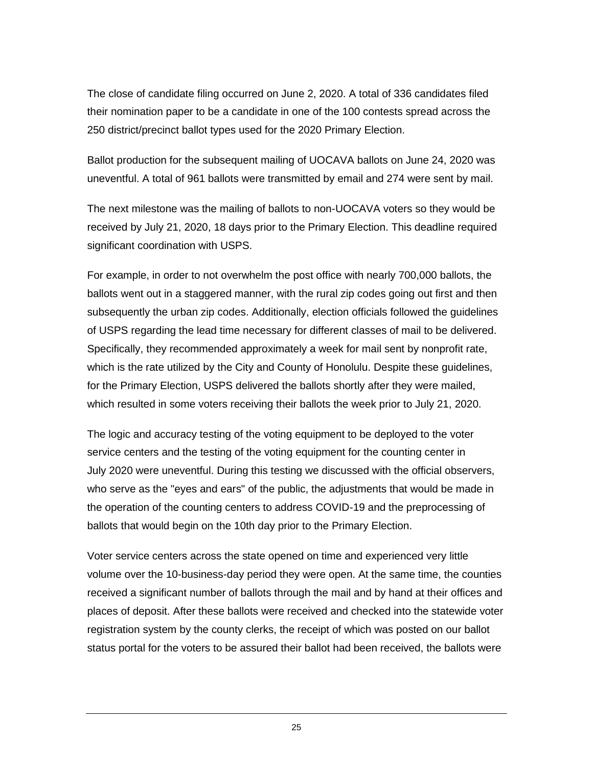The close of candidate filing occurred on June 2, 2020. A total of 336 candidates filed their nomination paper to be a candidate in one of the 100 contests spread across the 250 district/precinct ballot types used for the 2020 Primary Election.

Ballot production for the subsequent mailing of UOCAVA ballots on June 24, 2020 was uneventful. A total of 961 ballots were transmitted by email and 274 were sent by mail.

The next milestone was the mailing of ballots to non-UOCAVA voters so they would be received by July 21, 2020, 18 days prior to the Primary Election. This deadline required significant coordination with USPS.

For example, in order to not overwhelm the post office with nearly 700,000 ballots, the ballots went out in a staggered manner, with the rural zip codes going out first and then subsequently the urban zip codes. Additionally, election officials followed the guidelines of USPS regarding the lead time necessary for different classes of mail to be delivered. Specifically, they recommended approximately a week for mail sent by nonprofit rate, which is the rate utilized by the City and County of Honolulu. Despite these guidelines, for the Primary Election, USPS delivered the ballots shortly after they were mailed, which resulted in some voters receiving their ballots the week prior to July 21, 2020.

The logic and accuracy testing of the voting equipment to be deployed to the voter service centers and the testing of the voting equipment for the counting center in July 2020 were uneventful. During this testing we discussed with the official observers, who serve as the "eyes and ears" of the public, the adjustments that would be made in the operation of the counting centers to address COVID-19 and the preprocessing of ballots that would begin on the 10th day prior to the Primary Election.

Voter service centers across the state opened on time and experienced very little volume over the 10-business-day period they were open. At the same time, the counties received a significant number of ballots through the mail and by hand at their offices and places of deposit. After these ballots were received and checked into the statewide voter registration system by the county clerks, the receipt of which was posted on our ballot status portal for the voters to be assured their ballot had been received, the ballots were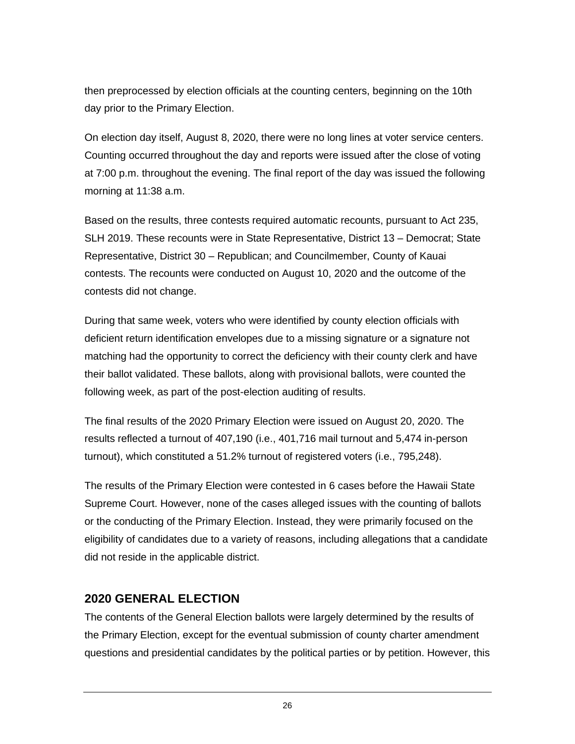then preprocessed by election officials at the counting centers, beginning on the 10th day prior to the Primary Election.

On election day itself, August 8, 2020, there were no long lines at voter service centers. Counting occurred throughout the day and reports were issued after the close of voting at 7:00 p.m. throughout the evening. The final report of the day was issued the following morning at 11:38 a.m.

Based on the results, three contests required automatic recounts, pursuant to Act 235, SLH 2019. These recounts were in State Representative, District 13 – Democrat; State Representative, District 30 – Republican; and Councilmember, County of Kauai contests. The recounts were conducted on August 10, 2020 and the outcome of the contests did not change.

During that same week, voters who were identified by county election officials with deficient return identification envelopes due to a missing signature or a signature not matching had the opportunity to correct the deficiency with their county clerk and have their ballot validated. These ballots, along with provisional ballots, were counted the following week, as part of the post-election auditing of results.

The final results of the 2020 Primary Election were issued on August 20, 2020. The results reflected a turnout of 407,190 (i.e., 401,716 mail turnout and 5,474 in-person turnout), which constituted a 51.2% turnout of registered voters (i.e., 795,248).

The results of the Primary Election were contested in 6 cases before the Hawaii State Supreme Court. However, none of the cases alleged issues with the counting of ballots or the conducting of the Primary Election. Instead, they were primarily focused on the eligibility of candidates due to a variety of reasons, including allegations that a candidate did not reside in the applicable district.

## 2020 GENERAL ELECTION

The contents of the General Election ballots were largely determined by the results of the Primary Election, except for the eventual submission of county charter amendment questions and presidential candidates by the political parties or by petition. However, this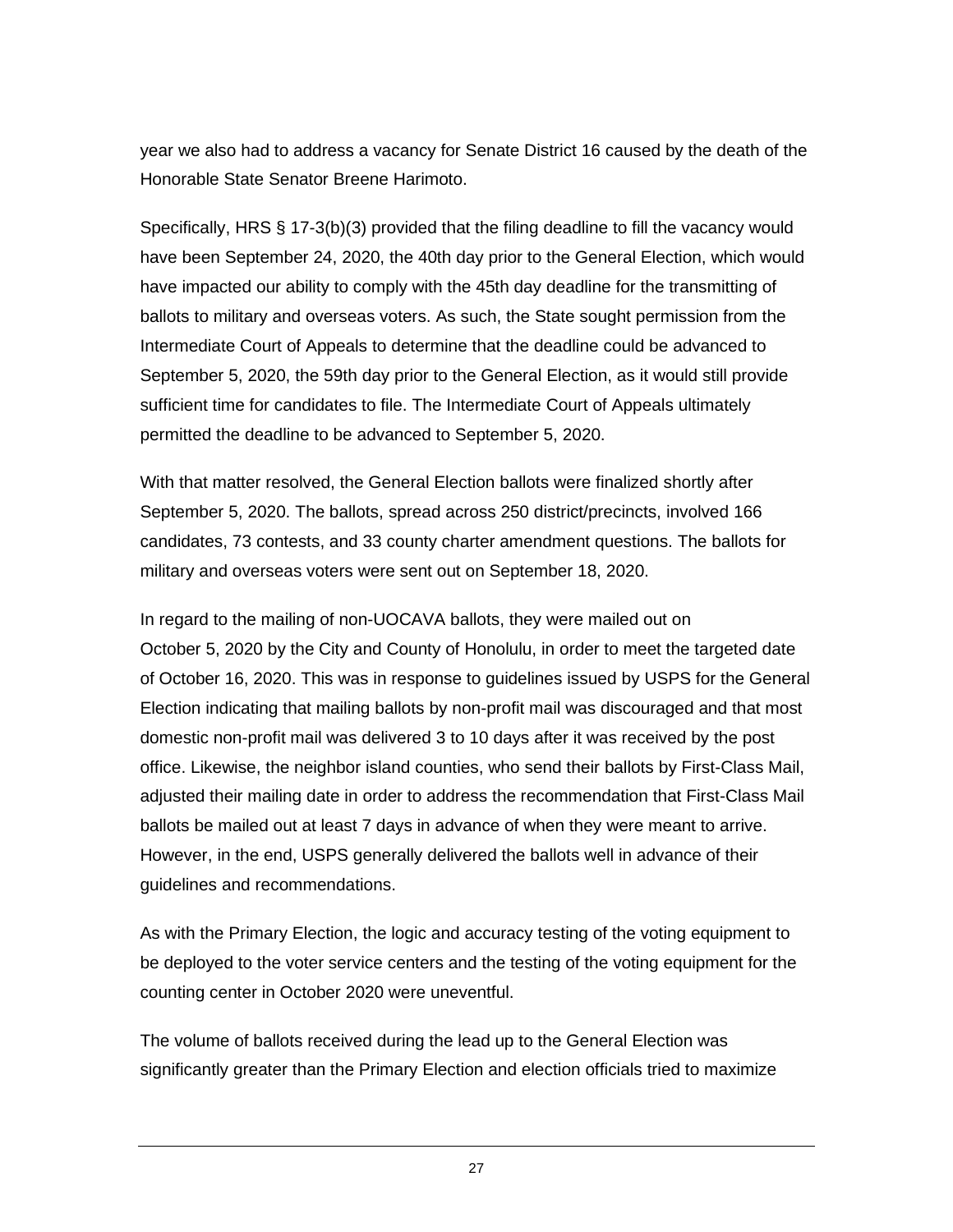year we also had to address a vacancy for Senate District 16 caused by the death of the Honorable State Senator Breene Harimoto.

Specifically, HRS § 17-3(b)(3) provided that the filing deadline to fill the vacancy would have been September 24, 2020, the 40th day prior to the General Election, which would have impacted our ability to comply with the 45th day deadline for the transmitting of ballots to military and overseas voters. As such, the State sought permission from the Intermediate Court of Appeals to determine that the deadline could be advanced to September 5, 2020, the 59th day prior to the General Election, as it would still provide sufficient time for candidates to file. The Intermediate Court of Appeals ultimately permitted the deadline to be advanced to September 5, 2020.

With that matter resolved, the General Election ballots were finalized shortly after September 5, 2020. The ballots, spread across 250 district/precincts, involved 166 candidates, 73 contests, and 33 county charter amendment questions. The ballots for military and overseas voters were sent out on September 18, 2020.

In regard to the mailing of non-UOCAVA ballots, they were mailed out on October 5, 2020 by the City and County of Honolulu, in order to meet the targeted date of October 16, 2020. This was in response to guidelines issued by USPS for the General Election indicating that mailing ballots by non-profit mail was discouraged and that most domestic non-profit mail was delivered 3 to 10 days after it was received by the post office. Likewise, the neighbor island counties, who send their ballots by First-Class Mail, adjusted their mailing date in order to address the recommendation that First-Class Mail ballots be mailed out at least 7 days in advance of when they were meant to arrive. However, in the end, USPS generally delivered the ballots well in advance of their guidelines and recommendations.

As with the Primary Election, the logic and accuracy testing of the voting equipment to be deployed to the voter service centers and the testing of the voting equipment for the counting center in October 2020 were uneventful.

The volume of ballots received during the lead up to the General Election was significantly greater than the Primary Election and election officials tried to maximize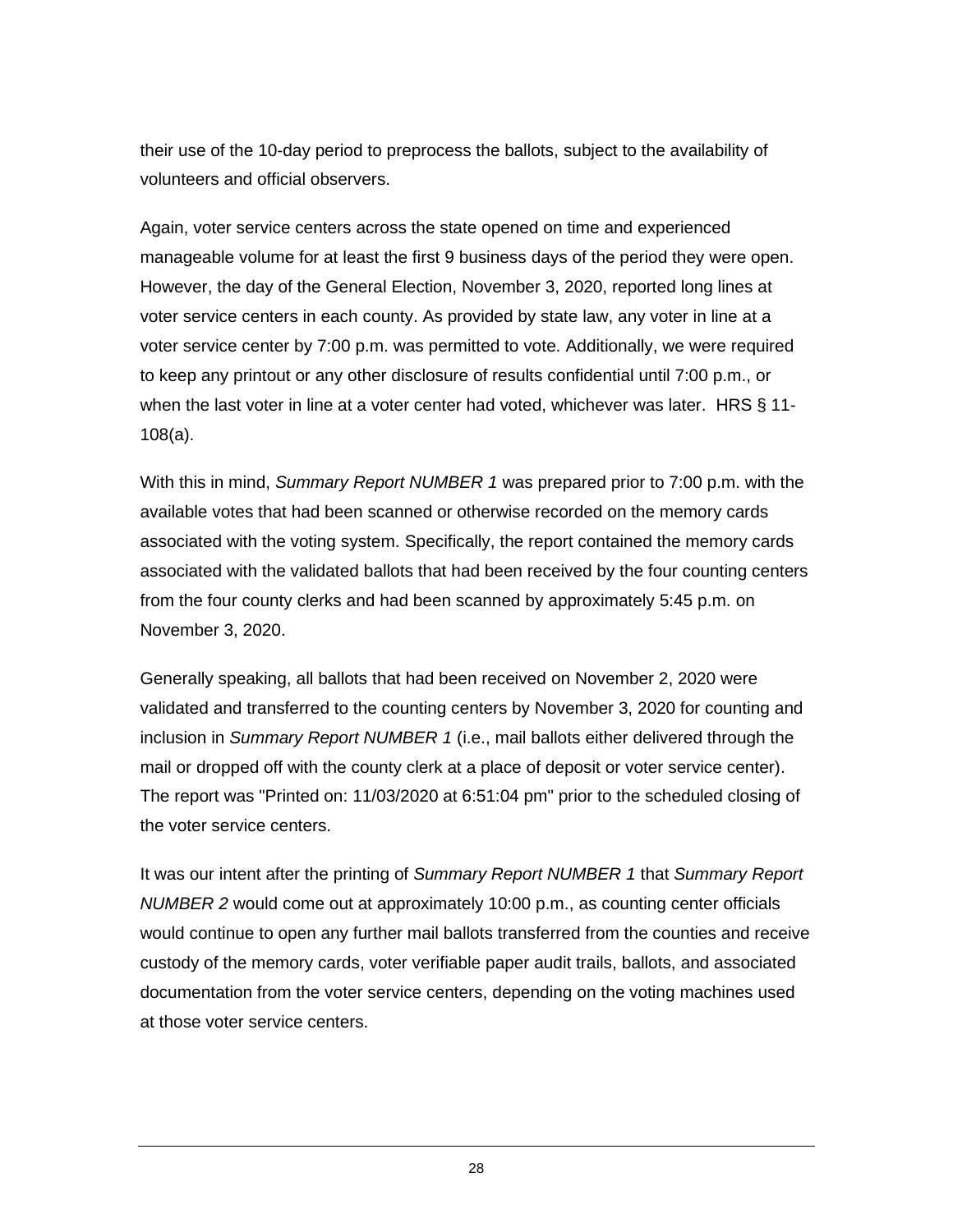their use of the 10-day period to preprocess the ballots, subject to the availability of volunteers and official observers.

Again, voter service centers across the state opened on time and experienced manageable volume for at least the first 9 business days of the period they were open. However, the day of the General Election, November 3, 2020, reported long lines at voter service centers in each county. As provided by state law, any voter in line at a voter service center by 7:00 p.m. was permitted to vote. Additionally, we were required to keep any printout or any other disclosure of results confidential until 7:00 p.m., or when the last voter in line at a voter center had voted, whichever was later. HRS § 11-108(a).

With this in mind, *Summary Report NUMBER 1* was prepared prior to 7:00 p.m. with the available votes that had been scanned or otherwise recorded on the memory cards associated with the voting system. Specifically, the report contained the memory cards associated with the validated ballots that had been received by the four counting centers from the four county clerks and had been scanned by approximately 5:45 p.m. on November 3, 2020.

Generally speaking, all ballots that had been received on November 2, 2020 were validated and transferred to the counting centers by November 3, 2020 for counting and inclusion in *Summary Report NUMBER 1* (i.e., mail ballots either delivered through the mail or dropped off with the county clerk at a place of deposit or voter service center). The report was "Printed on: 11/03/2020 at 6:51:04 pm" prior to the scheduled closing of the voter service centers.

It was our intent after the printing of *Summary Report NUMBER 1* that *Summary Report NUMBER 2* would come out at approximately 10:00 p.m., as counting center officials would continue to open any further mail ballots transferred from the counties and receive custody of the memory cards, voter verifiable paper audit trails, ballots, and associated documentation from the voter service centers, depending on the voting machines used at those voter service centers.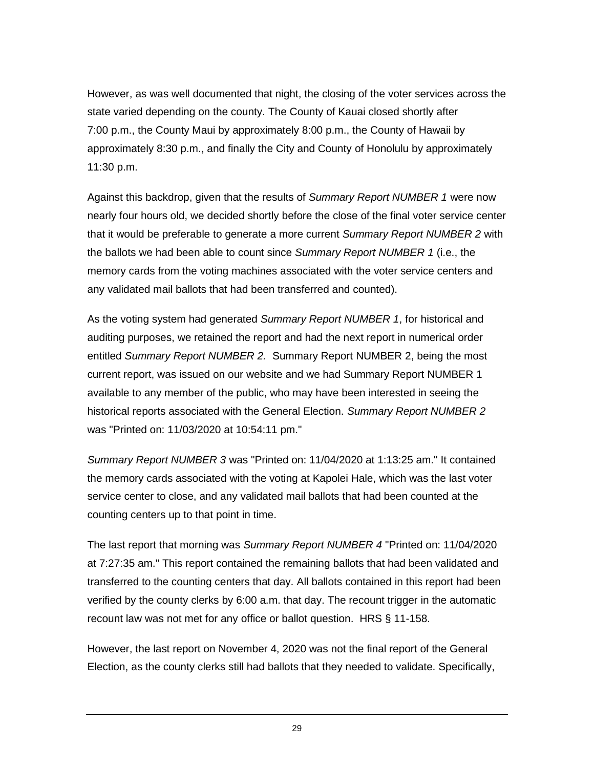However, as was well documented that night, the closing of the voter services across the state varied depending on the county. The County of Kauai closed shortly after 7:00 p.m., the County Maui by approximately 8:00 p.m., the County of Hawaii by approximately 8:30 p.m., and finally the City and County of Honolulu by approximately 11:30 p.m.

Against this backdrop, given that the results of *Summary Report NUMBER 1* were now nearly four hours old, we decided shortly before the close of the final voter service center that it would be preferable to generate a more current *Summary Report NUMBER 2* with the ballots we had been able to count since *Summary Report NUMBER 1* (i.e., the memory cards from the voting machines associated with the voter service centers and any validated mail ballots that had been transferred and counted).

As the voting system had generated *Summary Report NUMBER 1*, for historical and auditing purposes, we retained the report and had the next report in numerical order entitled *Summary Report NUMBER 2.* Summary Report NUMBER 2, being the most current report, was issued on our website and we had Summary Report NUMBER 1 available to any member of the public, who may have been interested in seeing the historical reports associated with the General Election. *Summary Report NUMBER 2* was "Printed on: 11/03/2020 at 10:54:11 pm."

*Summary Report NUMBER 3* was "Printed on: 11/04/2020 at 1:13:25 am." It contained the memory cards associated with the voting at Kapolei Hale, which was the last voter service center to close, and any validated mail ballots that had been counted at the counting centers up to that point in time.

The last report that morning was *Summary Report NUMBER 4* "Printed on: 11/04/2020 at 7:27:35 am." This report contained the remaining ballots that had been validated and transferred to the counting centers that day. All ballots contained in this report had been verified by the county clerks by 6:00 a.m. that day. The recount trigger in the automatic recount law was not met for any office or ballot question. HRS § 11-158.

However, the last report on November 4, 2020 was not the final report of the General Election, as the county clerks still had ballots that they needed to validate. Specifically,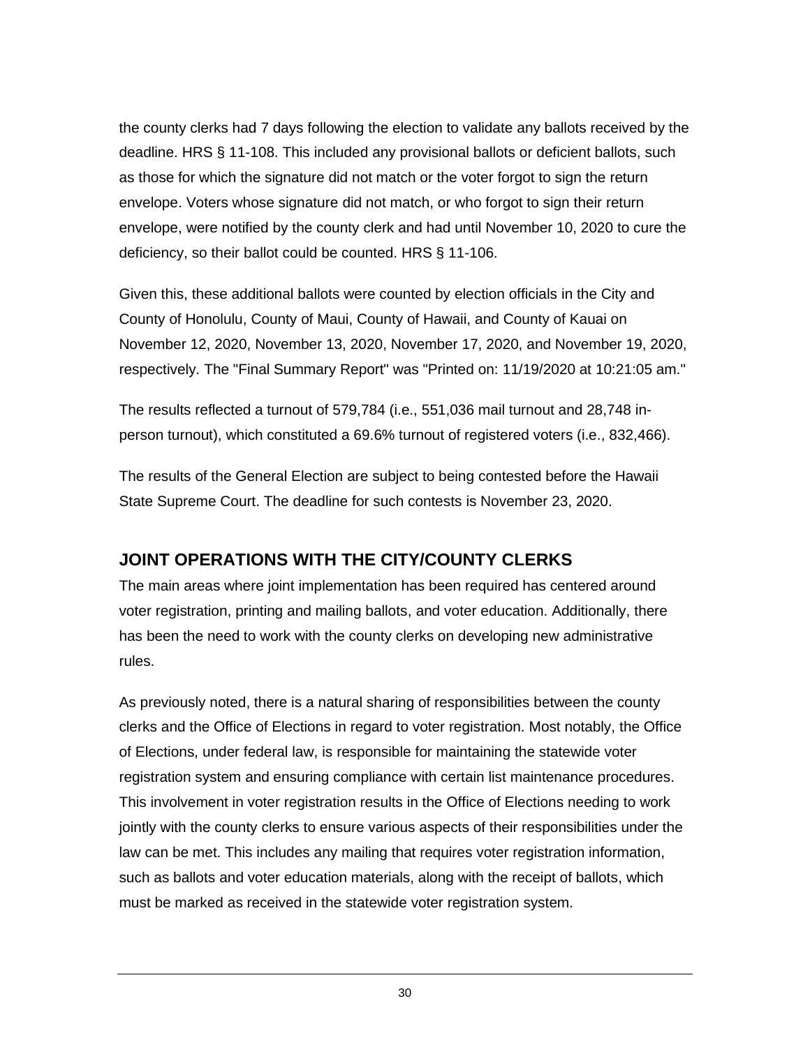the county clerks had 7 days following the election to validate any ballots received by the deadline. HRS § 11-108. This included any provisional ballots or deficient ballots, such as those for which the signature did not match or the voter forgot to sign the return envelope. Voters whose signature did not match, or who forgot to sign their return envelope, were notified by the county clerk and had until November 10, 2020 to cure the deficiency, so their ballot could be counted. HRS § 11-106.

Given this, these additional ballots were counted by election officials in the City and County of Honolulu, County of Maui, County of Hawaii, and County of Kauai on November 12, 2020, November 13, 2020, November 17, 2020, and November 19, 2020, respectively. The "Final Summary Report" was "Printed on: 11/19/2020 at 10:21:05 am."

The results reflected a turnout of 579,784 (i.e., 551,036 mail turnout and 28,748 in-person turnout), which constituted a 69.6% turnout of registered voters (i.e., 832,466).

The results of the General Election are subject to being contested before the Hawaii State Supreme Court. The deadline for such contests is November 23, 2020.

## JOINT OPERATIONS WITH THE CITY/COUNTY CLERKS

The main areas where joint implementation has been required has centered around voter registration, printing and mailing ballots, and voter education. Additionally, there has been the need to work with the county clerks on developing new administrative rules.

As previously noted, there is a natural sharing of responsibilities between the county clerks and the Office of Elections in regard to voter registration. Most notably, the Office of Elections, under federal law, is responsible for maintaining the statewide voter registration system and ensuring compliance with certain list maintenance procedures. This involvement in voter registration results in the Office of Elections needing to work jointly with the county clerks to ensure various aspects of their responsibilities under the law can be met. This includes any mailing that requires voter registration information, such as ballots and voter education materials, along with the receipt of ballots, which must be marked as received in the statewide voter registration system.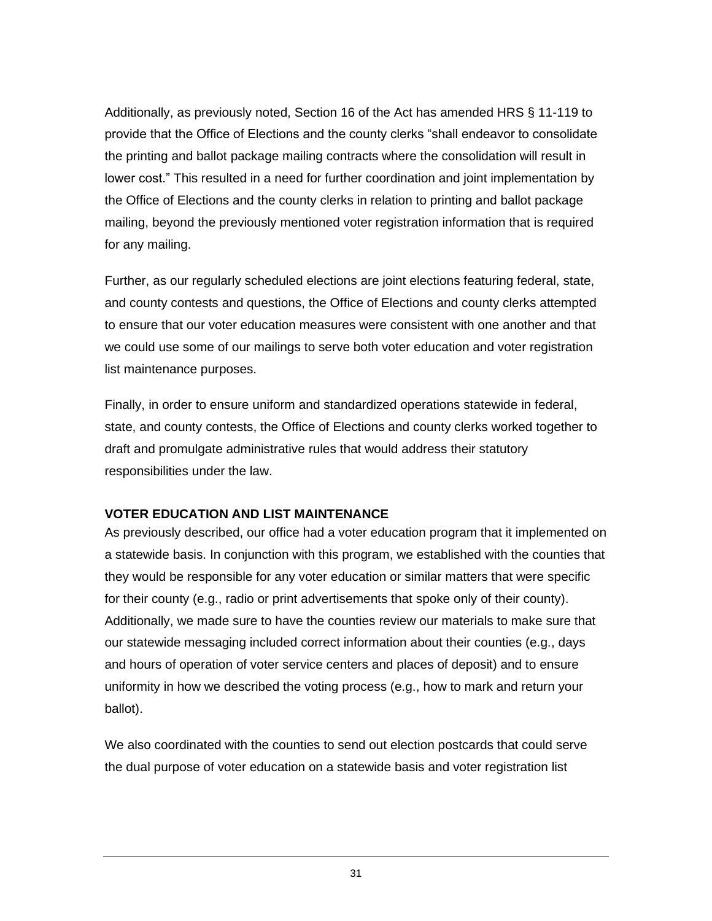Additionally, as previously noted, Section 16 of the Act has amended HRS § 11-119 to provide that the Office of Elections and the county clerks "shall endeavor to consolidate the printing and ballot package mailing contracts where the consolidation will result in lower cost." This resulted in a need for further coordination and joint implementation by the Office of Elections and the county clerks in relation to printing and ballot package mailing, beyond the previously mentioned voter registration information that is required for any mailing.

Further, as our regularly scheduled elections are joint elections featuring federal, state, and county contests and questions, the Office of Elections and county clerks attempted to ensure that our voter education measures were consistent with one another and that we could use some of our mailings to serve both voter education and voter registration list maintenance purposes.

Finally, in order to ensure uniform and standardized operations statewide in federal, state, and county contests, the Office of Elections and county clerks worked together to draft and promulgate administrative rules that would address their statutory responsibilities under the law.

**VOTER EDUCATION AND LIST MAINTENANCE**

As previously described, our office had a voter education program that it implemented on a statewide basis. In conjunction with this program, we established with the counties that they would be responsible for any voter education or similar matters that were specific for their county (e.g., radio or print advertisements that spoke only of their county). Additionally, we made sure to have the counties review our materials to make sure that our statewide messaging included correct information about their counties (e.g., days and hours of operation of voter service centers and places of deposit) and to ensure uniformity in how we described the voting process (e.g., how to mark and return your ballot).

We also coordinated with the counties to send out election postcards that could serve the dual purpose of voter education on a statewide basis and voter registration list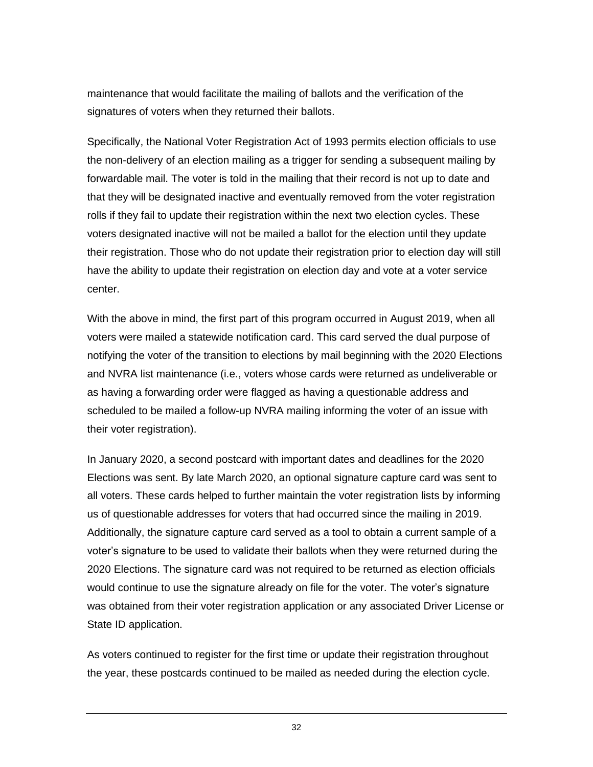maintenance that would facilitate the mailing of ballots and the verification of the signatures of voters when they returned their ballots.

Specifically, the National Voter Registration Act of 1993 permits election officials to use the non-delivery of an election mailing as a trigger for sending a subsequent mailing by forwardable mail. The voter is told in the mailing that their record is not up to date and that they will be designated inactive and eventually removed from the voter registration rolls if they fail to update their registration within the next two election cycles. These voters designated inactive will not be mailed a ballot for the election until they update their registration. Those who do not update their registration prior to election day will still have the ability to update their registration on election day and vote at a voter service center.

With the above in mind, the first part of this program occurred in August 2019, when all voters were mailed a statewide notification card. This card served the dual purpose of notifying the voter of the transition to elections by mail beginning with the 2020 Elections and NVRA list maintenance (i.e., voters whose cards were returned as undeliverable or as having a forwarding order were flagged as having a questionable address and scheduled to be mailed a follow-up NVRA mailing informing the voter of an issue with their voter registration).

In January 2020, a second postcard with important dates and deadlines for the 2020 Elections was sent. By late March 2020, an optional signature capture card was sent to all voters. These cards helped to further maintain the voter registration lists by informing us of questionable addresses for voters that had occurred since the mailing in 2019. Additionally, the signature capture card served as a tool to obtain a current sample of a voter's signature to be used to validate their ballots when they were returned during the 2020 Elections. The signature card was not required to be returned as election officials would continue to use the signature already on file for the voter. The voter's signature was obtained from their voter registration application or any associated Driver License or State ID application.

As voters continued to register for the first time or update their registration throughout the year, these postcards continued to be mailed as needed during the election cycle.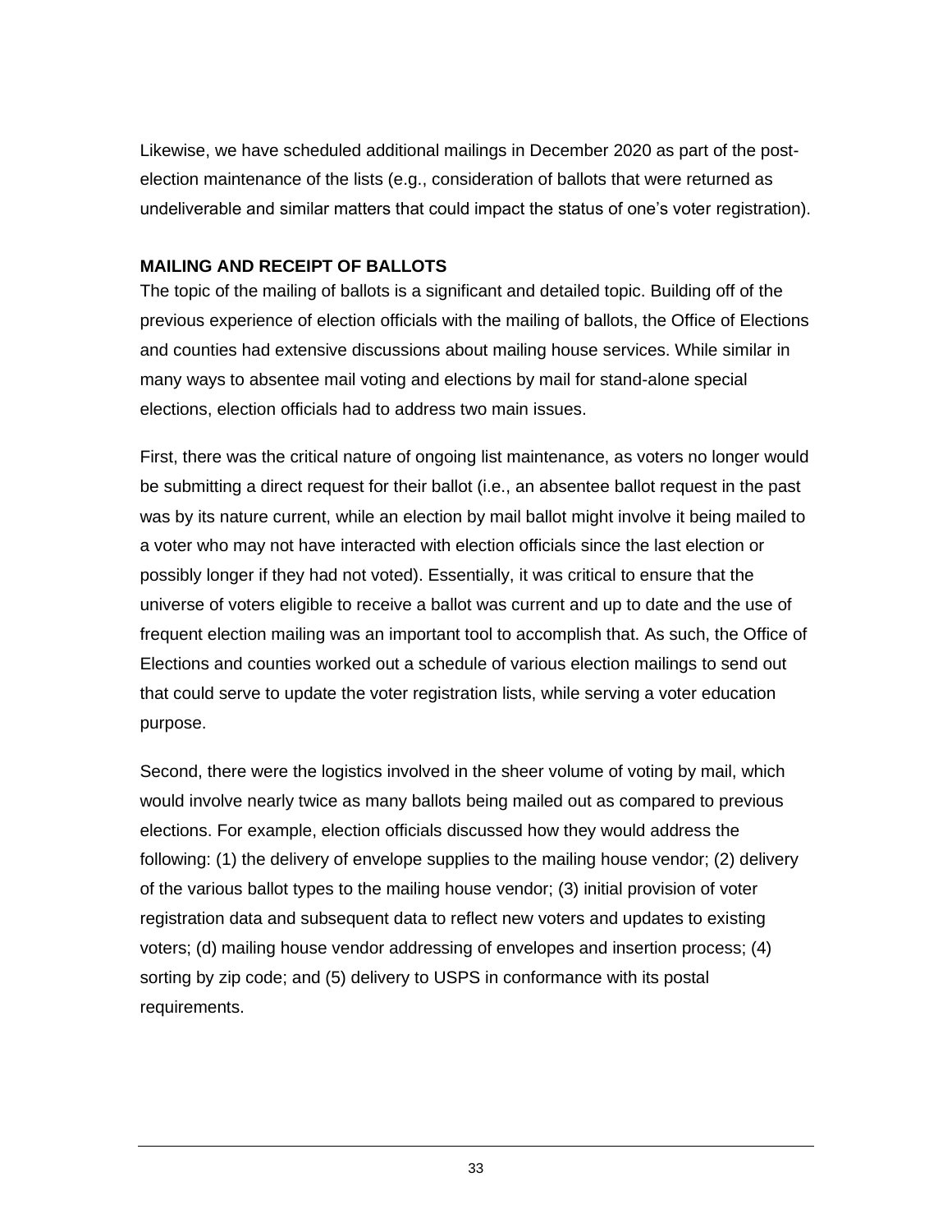Likewise, we have scheduled additional mailings in December 2020 as part of the post-election maintenance of the lists (e.g., consideration of ballots that were returned as undeliverable and similar matters that could impact the status of one's voter registration).

**MAILING AND RECEIPT OF BALLOTS**

The topic of the mailing of ballots is a significant and detailed topic. Building off of the previous experience of election officials with the mailing of ballots, the Office of Elections and counties had extensive discussions about mailing house services. While similar in many ways to absentee mail voting and elections by mail for stand-alone special elections, election officials had to address two main issues.

First, there was the critical nature of ongoing list maintenance, as voters no longer would be submitting a direct request for their ballot (i.e., an absentee ballot request in the past was by its nature current, while an election by mail ballot might involve it being mailed to a voter who may not have interacted with election officials since the last election or possibly longer if they had not voted). Essentially, it was critical to ensure that the universe of voters eligible to receive a ballot was current and up to date and the use of frequent election mailing was an important tool to accomplish that. As such, the Office of Elections and counties worked out a schedule of various election mailings to send out that could serve to update the voter registration lists, while serving a voter education purpose.

Second, there were the logistics involved in the sheer volume of voting by mail, which would involve nearly twice as many ballots being mailed out as compared to previous elections. For example, election officials discussed how they would address the following: (1) the delivery of envelope supplies to the mailing house vendor; (2) delivery of the various ballot types to the mailing house vendor; (3) initial provision of voter registration data and subsequent data to reflect new voters and updates to existing voters; (d) mailing house vendor addressing of envelopes and insertion process; (4) sorting by zip code; and (5) delivery to USPS in conformance with its postal requirements.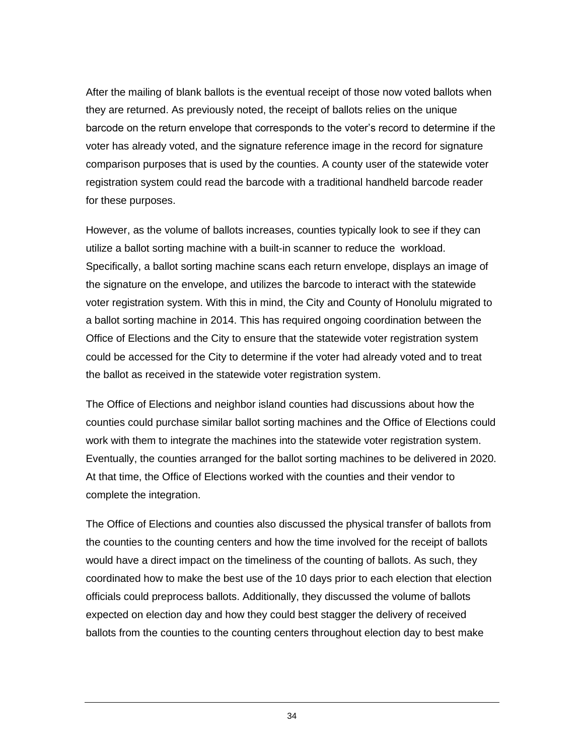After the mailing of blank ballots is the eventual receipt of those now voted ballots when they are returned. As previously noted, the receipt of ballots relies on the unique barcode on the return envelope that corresponds to the voter's record to determine if the voter has already voted, and the signature reference image in the record for signature comparison purposes that is used by the counties. A county user of the statewide voter registration system could read the barcode with a traditional handheld barcode reader for these purposes.

However, as the volume of ballots increases, counties typically look to see if they can utilize a ballot sorting machine with a built-in scanner to reduce the workload. Specifically, a ballot sorting machine scans each return envelope, displays an image of the signature on the envelope, and utilizes the barcode to interact with the statewide voter registration system. With this in mind, the City and County of Honolulu migrated to a ballot sorting machine in 2014. This has required ongoing coordination between the Office of Elections and the City to ensure that the statewide voter registration system could be accessed for the City to determine if the voter had already voted and to treat the ballot as received in the statewide voter registration system.

The Office of Elections and neighbor island counties had discussions about how the counties could purchase similar ballot sorting machines and the Office of Elections could work with them to integrate the machines into the statewide voter registration system. Eventually, the counties arranged for the ballot sorting machines to be delivered in 2020. At that time, the Office of Elections worked with the counties and their vendor to complete the integration.

The Office of Elections and counties also discussed the physical transfer of ballots from the counties to the counting centers and how the time involved for the receipt of ballots would have a direct impact on the timeliness of the counting of ballots. As such, they coordinated how to make the best use of the 10 days prior to each election that election officials could preprocess ballots. Additionally, they discussed the volume of ballots expected on election day and how they could best stagger the delivery of received ballots from the counties to the counting centers throughout election day to best make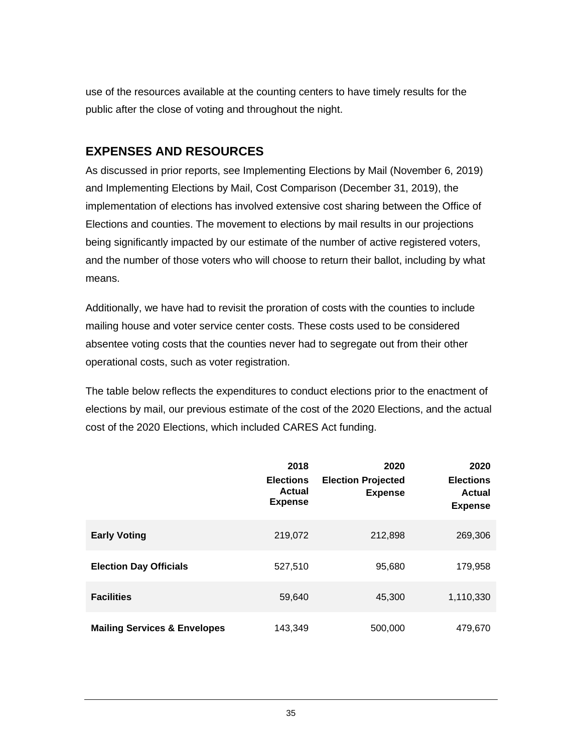use of the resources available at the counting centers to have timely results for the public after the close of voting and throughout the night.

## EXPENSES AND RESOURCES

As discussed in prior reports, see Implementing Elections by Mail (November 6, 2019) and Implementing Elections by Mail, Cost Comparison (December 31, 2019), the implementation of elections has involved extensive cost sharing between the Office of Elections and counties. The movement to elections by mail results in our projections being significantly impacted by our estimate of the number of active registered voters, and the number of those voters who will choose to return their ballot, including by what means.

Additionally, we have had to revisit the proration of costs with the counties to include mailing house and voter service center costs. These costs used to be considered absentee voting costs that the counties never had to segregate out from their other operational costs, such as voter registration.

The table below reflects the expenditures to conduct elections prior to the enactment of elections by mail, our previous estimate of the cost of the 2020 Elections, and the actual cost of the 2020 Elections, which included CARES Act funding.

| | 2018 Elections Actual Expense | 2020 Election Projected Expense | 2020 Elections Actual Expense |
|---|---:|---:|---:|
| **Early Voting** | 219,072 | 212,898 | 269,306 |
| **Election Day Officials** | 527,510 | 95,680 | 179,958 |
| **Facilities** | 59,640 | 45,300 | 1,110,330 |
| **Mailing Services & Envelopes** | 143,349 | 500,000 | 479,670 |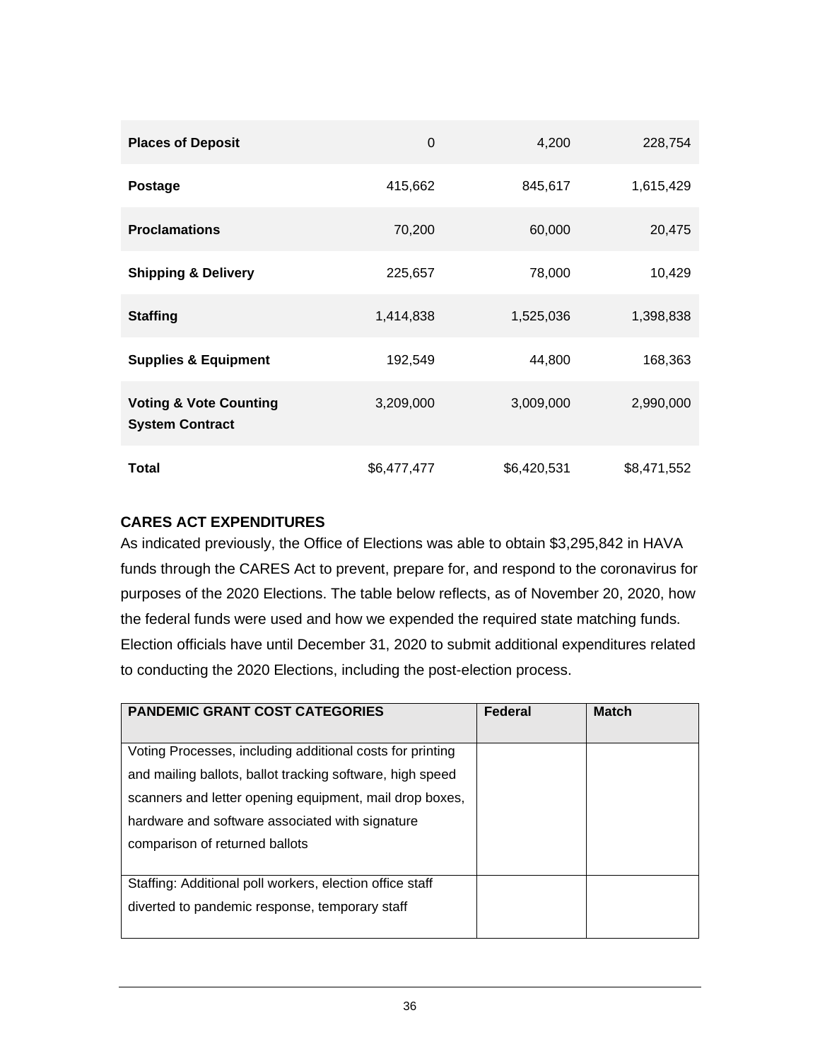| | | | |
|---|---|---|---|
| **Places of Deposit** | 0 | 4,200 | 228,754 |
| **Postage** | 415,662 | 845,617 | 1,615,429 |
| **Proclamations** | 70,200 | 60,000 | 20,475 |
| **Shipping & Delivery** | 225,657 | 78,000 | 10,429 |
| **Staffing** | 1,414,838 | 1,525,036 | 1,398,838 |
| **Supplies & Equipment** | 192,549 | 44,800 | 168,363 |
| **Voting & Vote Counting System Contract** | 3,209,000 | 3,009,000 | 2,990,000 |
| **Total** | $6,477,477 | $6,420,531 | $8,471,552 |

**CARES ACT EXPENDITURES**

As indicated previously, the Office of Elections was able to obtain $3,295,842 in HAVA funds through the CARES Act to prevent, prepare for, and respond to the coronavirus for purposes of the 2020 Elections. The table below reflects, as of November 20, 2020, how the federal funds were used and how we expended the required state matching funds. Election officials have until December 31, 2020 to submit additional expenditures related to conducting the 2020 Elections, including the post-election process.

| PANDEMIC GRANT COST CATEGORIES | Federal | Match |
|---|---|---|
| Voting Processes, including additional costs for printing and mailing ballots, ballot tracking software, high speed scanners and letter opening equipment, mail drop boxes, hardware and software associated with signature comparison of returned ballots | | |
| Staffing: Additional poll workers, election office staff diverted to pandemic response, temporary staff | | |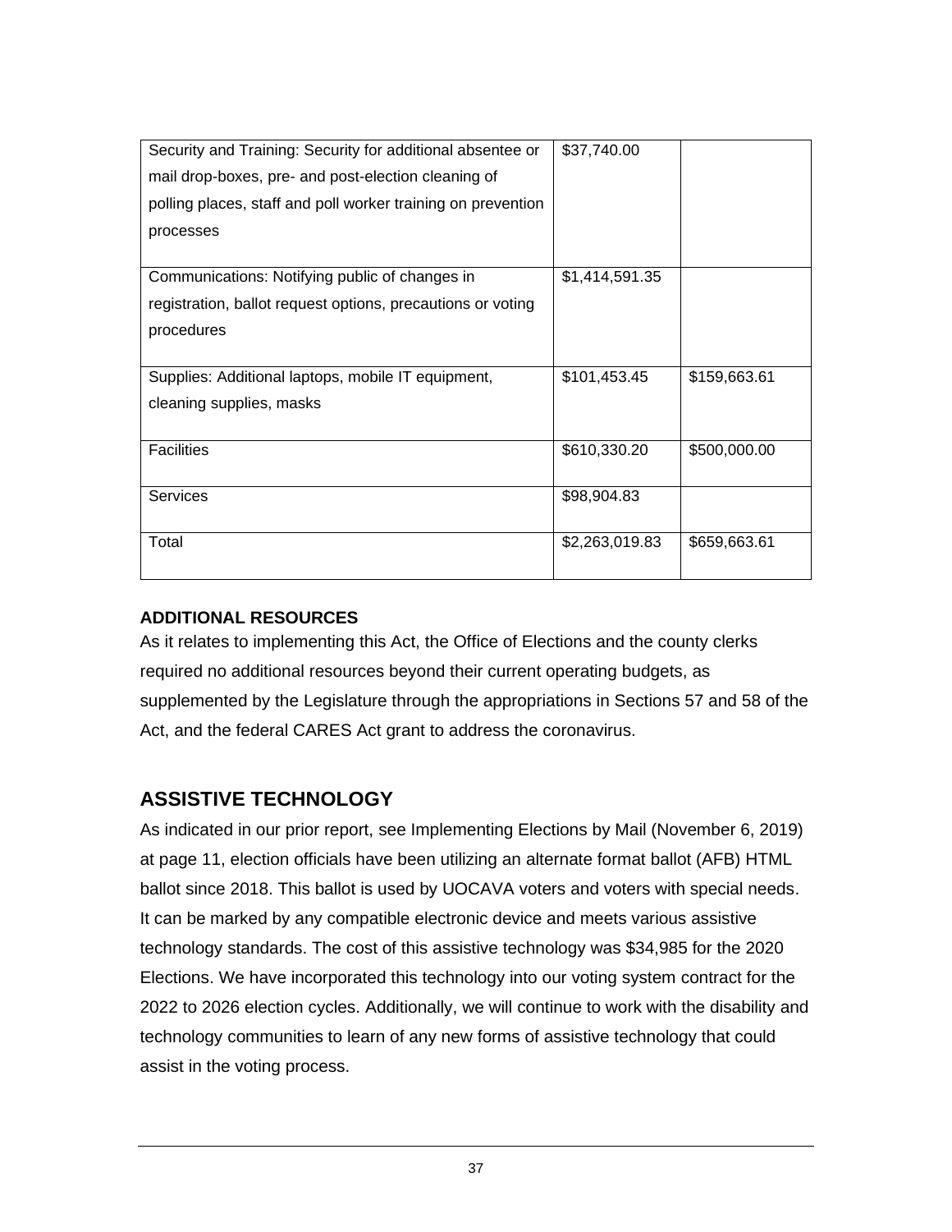| Security and Training: Security for additional absentee or mail drop-boxes, pre- and post-election cleaning of polling places, staff and poll worker training on prevention processes | $37,740.00 | |
|---|---|---|
| Communications: Notifying public of changes in registration, ballot request options, precautions or voting procedures | $1,414,591.35 | |
| Supplies: Additional laptops, mobile IT equipment, cleaning supplies, masks | $101,453.45 | $159,663.61 |
| Facilities | $610,330.20 | $500,000.00 |
| Services | $98,904.83 | |
| Total | $2,263,019.83 | $659,663.61 |

**ADDITIONAL RESOURCES**

As it relates to implementing this Act, the Office of Elections and the county clerks required no additional resources beyond their current operating budgets, as supplemented by the Legislature through the appropriations in Sections 57 and 58 of the Act, and the federal CARES Act grant to address the coronavirus.

## ASSISTIVE TECHNOLOGY

As indicated in our prior report, see Implementing Elections by Mail (November 6, 2019) at page 11, election officials have been utilizing an alternate format ballot (AFB) HTML ballot since 2018. This ballot is used by UOCAVA voters and voters with special needs. It can be marked by any compatible electronic device and meets various assistive technology standards. The cost of this assistive technology was $34,985 for the 2020 Elections. We have incorporated this technology into our voting system contract for the 2022 to 2026 election cycles. Additionally, we will continue to work with the disability and technology communities to learn of any new forms of assistive technology that could assist in the voting process.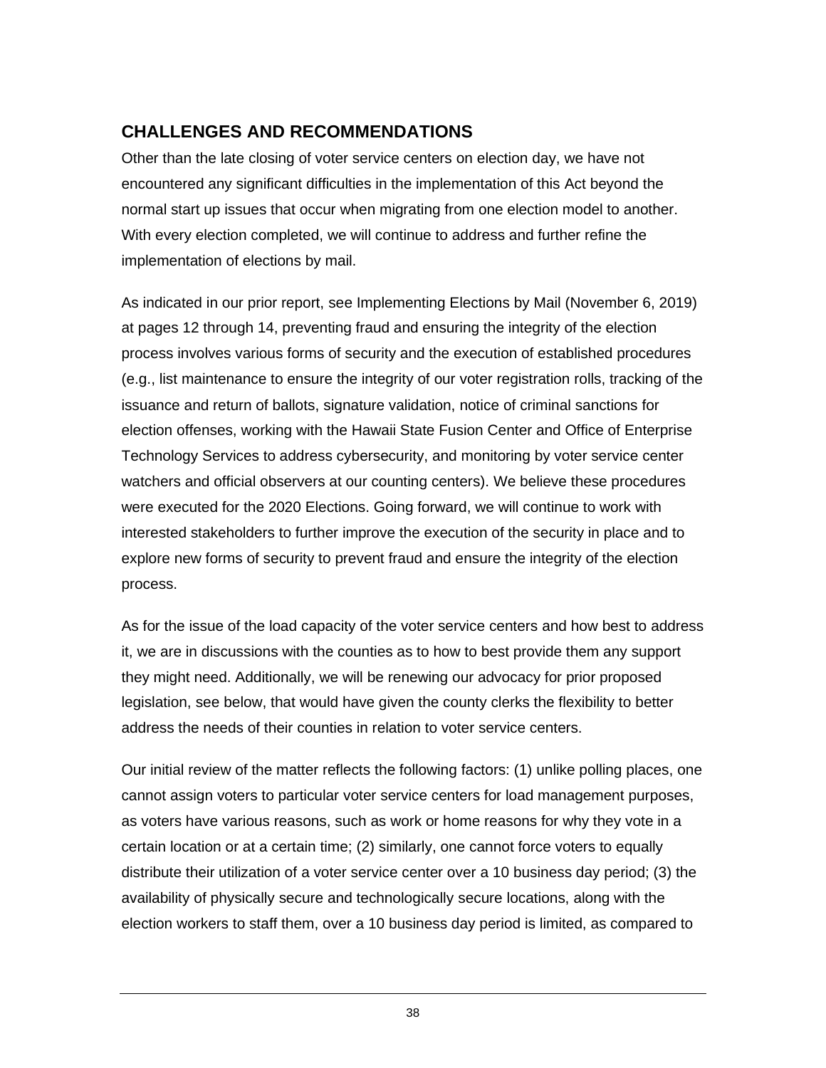## CHALLENGES AND RECOMMENDATIONS

Other than the late closing of voter service centers on election day, we have not encountered any significant difficulties in the implementation of this Act beyond the normal start up issues that occur when migrating from one election model to another. With every election completed, we will continue to address and further refine the implementation of elections by mail.

As indicated in our prior report, see Implementing Elections by Mail (November 6, 2019) at pages 12 through 14, preventing fraud and ensuring the integrity of the election process involves various forms of security and the execution of established procedures (e.g., list maintenance to ensure the integrity of our voter registration rolls, tracking of the issuance and return of ballots, signature validation, notice of criminal sanctions for election offenses, working with the Hawaii State Fusion Center and Office of Enterprise Technology Services to address cybersecurity, and monitoring by voter service center watchers and official observers at our counting centers). We believe these procedures were executed for the 2020 Elections. Going forward, we will continue to work with interested stakeholders to further improve the execution of the security in place and to explore new forms of security to prevent fraud and ensure the integrity of the election process.

As for the issue of the load capacity of the voter service centers and how best to address it, we are in discussions with the counties as to how to best provide them any support they might need. Additionally, we will be renewing our advocacy for prior proposed legislation, see below, that would have given the county clerks the flexibility to better address the needs of their counties in relation to voter service centers.

Our initial review of the matter reflects the following factors: (1) unlike polling places, one cannot assign voters to particular voter service centers for load management purposes, as voters have various reasons, such as work or home reasons for why they vote in a certain location or at a certain time; (2) similarly, one cannot force voters to equally distribute their utilization of a voter service center over a 10 business day period; (3) the availability of physically secure and technologically secure locations, along with the election workers to staff them, over a 10 business day period is limited, as compared to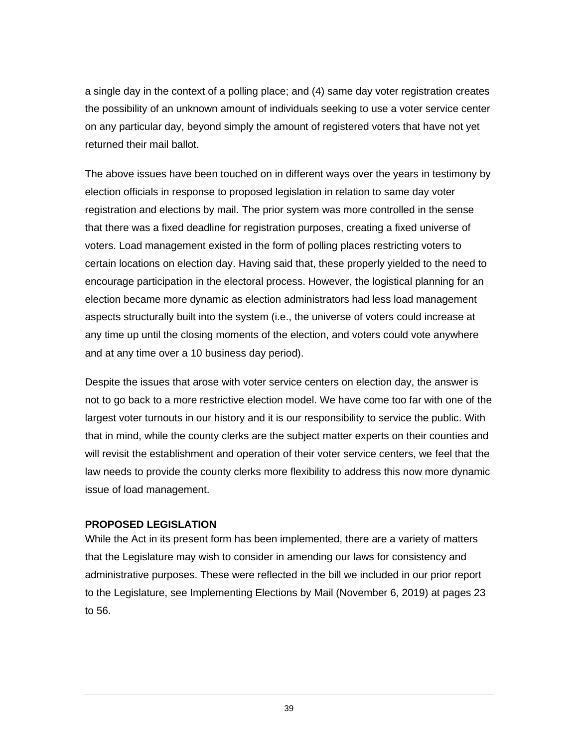a single day in the context of a polling place; and (4) same day voter registration creates the possibility of an unknown amount of individuals seeking to use a voter service center on any particular day, beyond simply the amount of registered voters that have not yet returned their mail ballot.

The above issues have been touched on in different ways over the years in testimony by election officials in response to proposed legislation in relation to same day voter registration and elections by mail. The prior system was more controlled in the sense that there was a fixed deadline for registration purposes, creating a fixed universe of voters. Load management existed in the form of polling places restricting voters to certain locations on election day. Having said that, these properly yielded to the need to encourage participation in the electoral process. However, the logistical planning for an election became more dynamic as election administrators had less load management aspects structurally built into the system (i.e., the universe of voters could increase at any time up until the closing moments of the election, and voters could vote anywhere and at any time over a 10 business day period).

Despite the issues that arose with voter service centers on election day, the answer is not to go back to a more restrictive election model. We have come too far with one of the largest voter turnouts in our history and it is our responsibility to service the public. With that in mind, while the county clerks are the subject matter experts on their counties and will revisit the establishment and operation of their voter service centers, we feel that the law needs to provide the county clerks more flexibility to address this now more dynamic issue of load management.

**PROPOSED LEGISLATION**

While the Act in its present form has been implemented, there are a variety of matters that the Legislature may wish to consider in amending our laws for consistency and administrative purposes. These were reflected in the bill we included in our prior report to the Legislature, see Implementing Elections by Mail (November 6, 2019) at pages 23 to 56.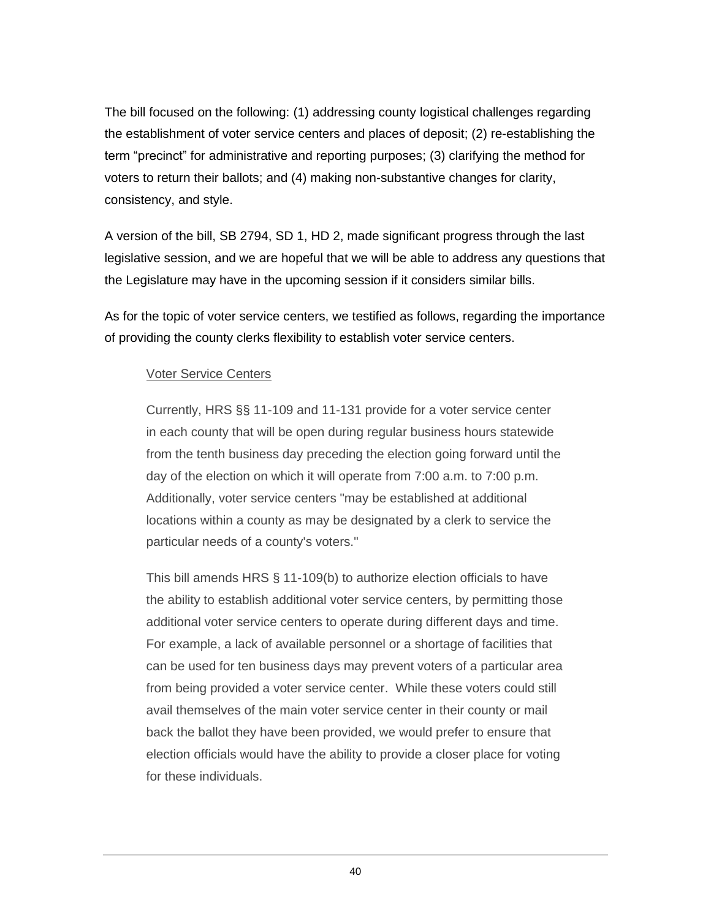The bill focused on the following: (1) addressing county logistical challenges regarding the establishment of voter service centers and places of deposit; (2) re-establishing the term "precinct" for administrative and reporting purposes; (3) clarifying the method for voters to return their ballots; and (4) making non-substantive changes for clarity, consistency, and style.

A version of the bill, SB 2794, SD 1, HD 2, made significant progress through the last legislative session, and we are hopeful that we will be able to address any questions that the Legislature may have in the upcoming session if it considers similar bills.

As for the topic of voter service centers, we testified as follows, regarding the importance of providing the county clerks flexibility to establish voter service centers.

> Voter Service Centers
>
> Currently, HRS §§ 11-109 and 11-131 provide for a voter service center in each county that will be open during regular business hours statewide from the tenth business day preceding the election going forward until the day of the election on which it will operate from 7:00 a.m. to 7:00 p.m. Additionally, voter service centers "may be established at additional locations within a county as may be designated by a clerk to service the particular needs of a county's voters."
>
> This bill amends HRS § 11-109(b) to authorize election officials to have the ability to establish additional voter service centers, by permitting those additional voter service centers to operate during different days and time. For example, a lack of available personnel or a shortage of facilities that can be used for ten business days may prevent voters of a particular area from being provided a voter service center. While these voters could still avail themselves of the main voter service center in their county or mail back the ballot they have been provided, we would prefer to ensure that election officials would have the ability to provide a closer place for voting for these individuals.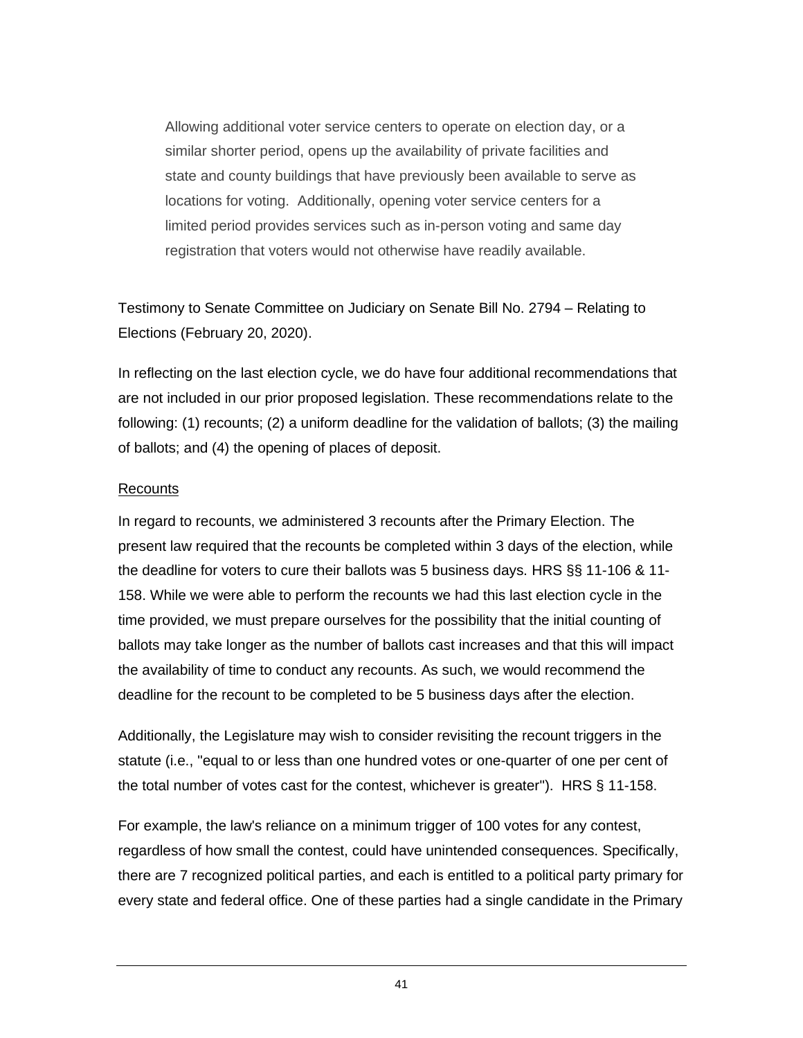> Allowing additional voter service centers to operate on election day, or a similar shorter period, opens up the availability of private facilities and state and county buildings that have previously been available to serve as locations for voting. Additionally, opening voter service centers for a limited period provides services such as in-person voting and same day registration that voters would not otherwise have readily available.

Testimony to Senate Committee on Judiciary on Senate Bill No. 2794 – Relating to Elections (February 20, 2020).

In reflecting on the last election cycle, we do have four additional recommendations that are not included in our prior proposed legislation. These recommendations relate to the following: (1) recounts; (2) a uniform deadline for the validation of ballots; (3) the mailing of ballots; and (4) the opening of places of deposit.

<u>Recounts</u>

In regard to recounts, we administered 3 recounts after the Primary Election. The present law required that the recounts be completed within 3 days of the election, while the deadline for voters to cure their ballots was 5 business days. HRS §§ 11-106 & 11-158. While we were able to perform the recounts we had this last election cycle in the time provided, we must prepare ourselves for the possibility that the initial counting of ballots may take longer as the number of ballots cast increases and that this will impact the availability of time to conduct any recounts. As such, we would recommend the deadline for the recount to be completed to be 5 business days after the election.

Additionally, the Legislature may wish to consider revisiting the recount triggers in the statute (i.e., "equal to or less than one hundred votes or one-quarter of one per cent of the total number of votes cast for the contest, whichever is greater"). HRS § 11-158.

For example, the law's reliance on a minimum trigger of 100 votes for any contest, regardless of how small the contest, could have unintended consequences. Specifically, there are 7 recognized political parties, and each is entitled to a political party primary for every state and federal office. One of these parties had a single candidate in the Primary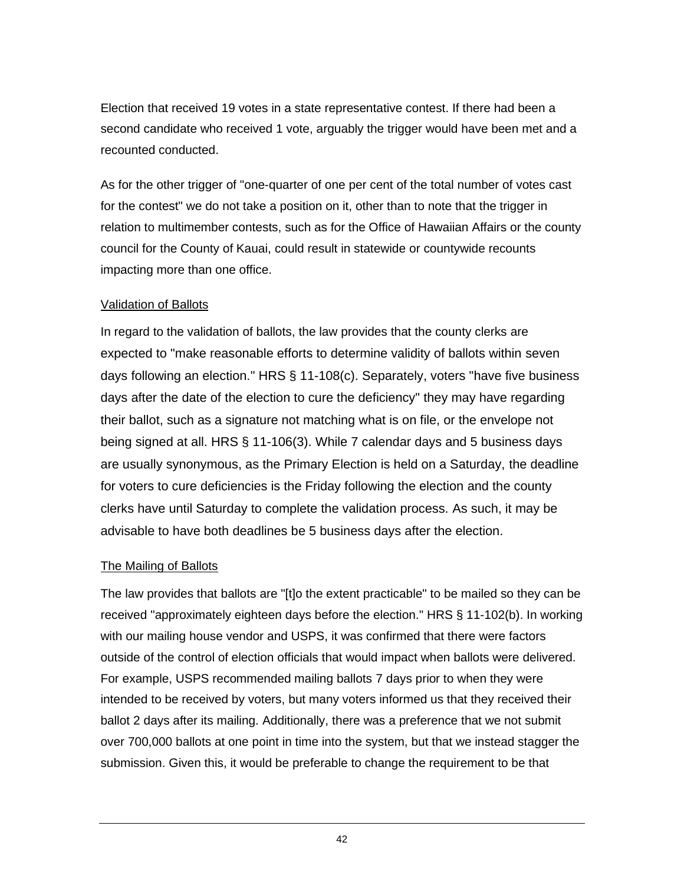Election that received 19 votes in a state representative contest. If there had been a second candidate who received 1 vote, arguably the trigger would have been met and a recounted conducted.

As for the other trigger of "one-quarter of one per cent of the total number of votes cast for the contest" we do not take a position on it, other than to note that the trigger in relation to multimember contests, such as for the Office of Hawaiian Affairs or the county council for the County of Kauai, could result in statewide or countywide recounts impacting more than one office.

<u>Validation of Ballots</u>

In regard to the validation of ballots, the law provides that the county clerks are expected to "make reasonable efforts to determine validity of ballots within seven days following an election." HRS § 11-108(c). Separately, voters "have five business days after the date of the election to cure the deficiency" they may have regarding their ballot, such as a signature not matching what is on file, or the envelope not being signed at all. HRS § 11-106(3). While 7 calendar days and 5 business days are usually synonymous, as the Primary Election is held on a Saturday, the deadline for voters to cure deficiencies is the Friday following the election and the county clerks have until Saturday to complete the validation process. As such, it may be advisable to have both deadlines be 5 business days after the election.

<u>The Mailing of Ballots</u>

The law provides that ballots are "[t]o the extent practicable" to be mailed so they can be received "approximately eighteen days before the election." HRS § 11-102(b). In working with our mailing house vendor and USPS, it was confirmed that there were factors outside of the control of election officials that would impact when ballots were delivered. For example, USPS recommended mailing ballots 7 days prior to when they were intended to be received by voters, but many voters informed us that they received their ballot 2 days after its mailing. Additionally, there was a preference that we not submit over 700,000 ballots at one point in time into the system, but that we instead stagger the submission. Given this, it would be preferable to change the requirement to be that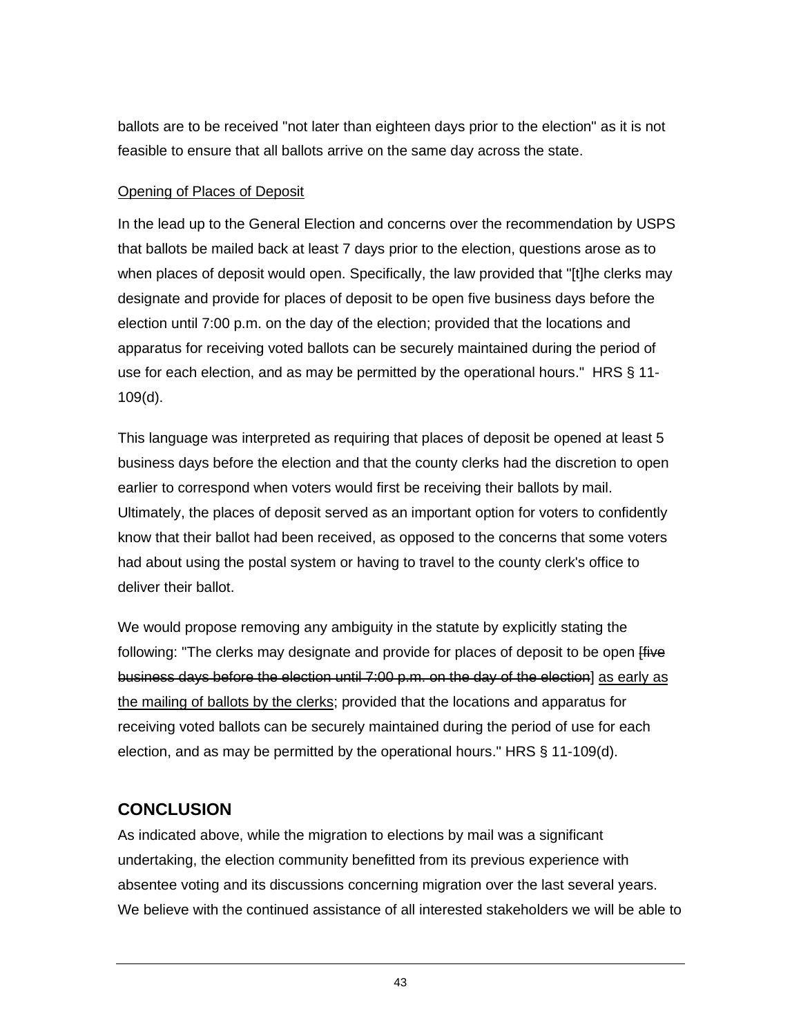ballots are to be received "not later than eighteen days prior to the election" as it is not feasible to ensure that all ballots arrive on the same day across the state.

<u>Opening of Places of Deposit</u>

In the lead up to the General Election and concerns over the recommendation by USPS that ballots be mailed back at least 7 days prior to the election, questions arose as to when places of deposit would open. Specifically, the law provided that "[t]he clerks may designate and provide for places of deposit to be open five business days before the election until 7:00 p.m. on the day of the election; provided that the locations and apparatus for receiving voted ballots can be securely maintained during the period of use for each election, and as may be permitted by the operational hours." HRS § 11-109(d).

This language was interpreted as requiring that places of deposit be opened at least 5 business days before the election and that the county clerks had the discretion to open earlier to correspond when voters would first be receiving their ballots by mail. Ultimately, the places of deposit served as an important option for voters to confidently know that their ballot had been received, as opposed to the concerns that some voters had about using the postal system or having to travel to the county clerk's office to deliver their ballot.

We would propose removing any ambiguity in the statute by explicitly stating the following: "The clerks may designate and provide for places of deposit to be open [~~five business days before the election until 7:00 p.m. on the day of the election~~] <u>as early as the mailing of ballots by the clerks</u>; provided that the locations and apparatus for receiving voted ballots can be securely maintained during the period of use for each election, and as may be permitted by the operational hours." HRS § 11-109(d).

## CONCLUSION

As indicated above, while the migration to elections by mail was a significant undertaking, the election community benefitted from its previous experience with absentee voting and its discussions concerning migration over the last several years. We believe with the continued assistance of all interested stakeholders we will be able to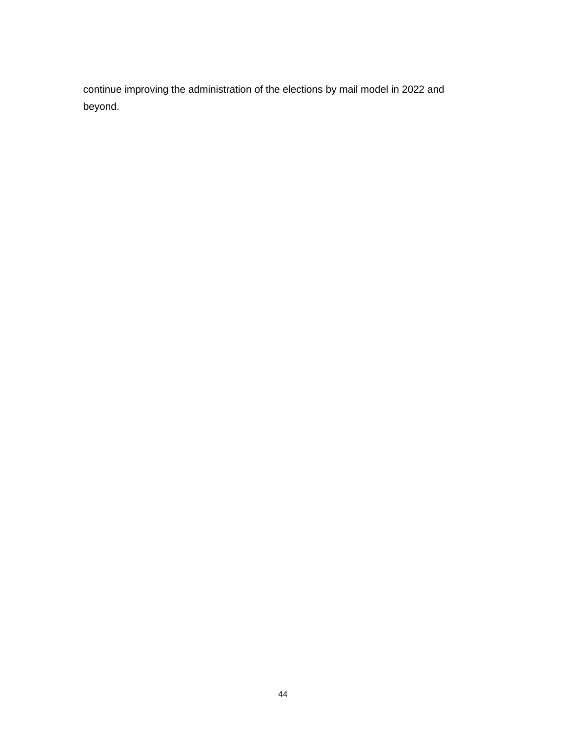continue improving the administration of the elections by mail model in 2022 and beyond.